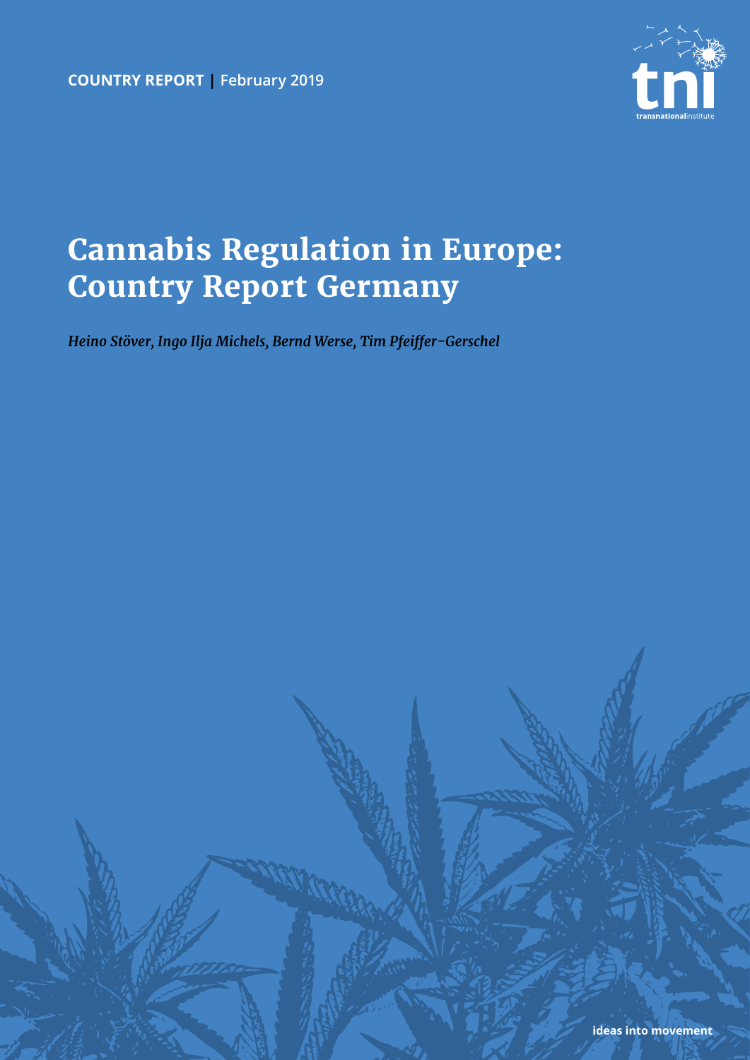**COUNTRY REPORT** | February 2019

tni transnationalinstitute

# Cannabis Regulation in Europe: Country Report Germany

*Heino Stöver, Ingo Ilja Michels, Bernd Werse, Tim Pfeiffer-Gerschel*

ideas into movement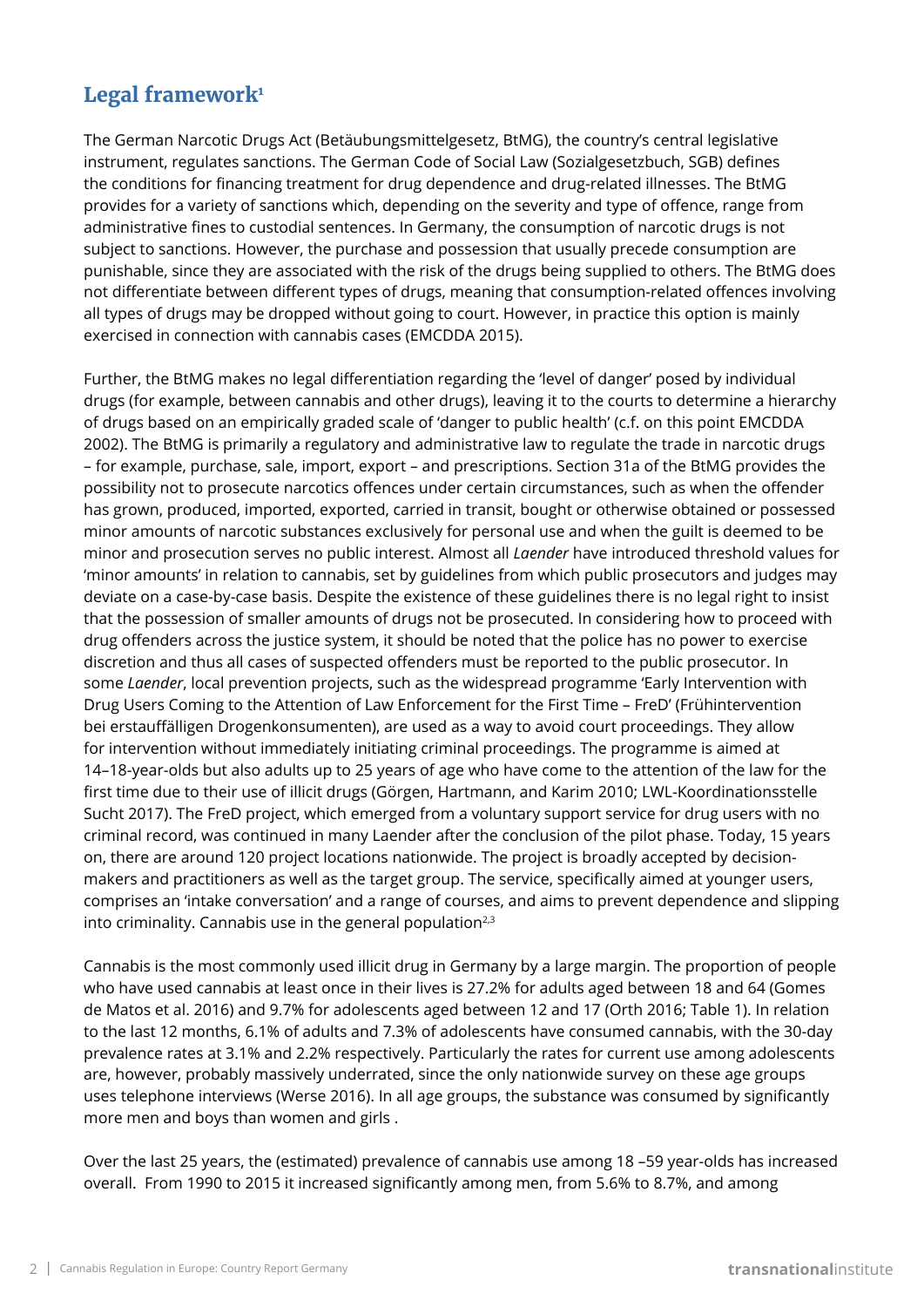## Legal framework[1]

The German Narcotic Drugs Act (Betäubungsmittelgesetz, BtMG), the country's central legislative instrument, regulates sanctions. The German Code of Social Law (Sozialgesetzbuch, SGB) defines the conditions for financing treatment for drug dependence and drug-related illnesses. The BtMG provides for a variety of sanctions which, depending on the severity and type of offence, range from administrative fines to custodial sentences. In Germany, the consumption of narcotic drugs is not subject to sanctions. However, the purchase and possession that usually precede consumption are punishable, since they are associated with the risk of the drugs being supplied to others. The BtMG does not differentiate between different types of drugs, meaning that consumption-related offences involving all types of drugs may be dropped without going to court. However, in practice this option is mainly exercised in connection with cannabis cases (EMCDDA 2015).

Further, the BtMG makes no legal differentiation regarding the 'level of danger' posed by individual drugs (for example, between cannabis and other drugs), leaving it to the courts to determine a hierarchy of drugs based on an empirically graded scale of 'danger to public health' (c.f. on this point EMCDDA 2002). The BtMG is primarily a regulatory and administrative law to regulate the trade in narcotic drugs – for example, purchase, sale, import, export – and prescriptions. Section 31a of the BtMG provides the possibility not to prosecute narcotics offences under certain circumstances, such as when the offender has grown, produced, imported, exported, carried in transit, bought or otherwise obtained or possessed minor amounts of narcotic substances exclusively for personal use and when the guilt is deemed to be minor and prosecution serves no public interest. Almost all *Laender* have introduced threshold values for 'minor amounts' in relation to cannabis, set by guidelines from which public prosecutors and judges may deviate on a case-by-case basis. Despite the existence of these guidelines there is no legal right to insist that the possession of smaller amounts of drugs not be prosecuted. In considering how to proceed with drug offenders across the justice system, it should be noted that the police has no power to exercise discretion and thus all cases of suspected offenders must be reported to the public prosecutor. In some *Laender*, local prevention projects, such as the widespread programme 'Early Intervention with Drug Users Coming to the Attention of Law Enforcement for the First Time – FreD' (Frühintervention bei erstauffälligen Drogenkonsumenten), are used as a way to avoid court proceedings. They allow for intervention without immediately initiating criminal proceedings. The programme is aimed at 14–18-year-olds but also adults up to 25 years of age who have come to the attention of the law for the first time due to their use of illicit drugs (Görgen, Hartmann, and Karim 2010; LWL-Koordinationsstelle Sucht 2017). The FreD project, which emerged from a voluntary support service for drug users with no criminal record, was continued in many Laender after the conclusion of the pilot phase. Today, 15 years on, there are around 120 project locations nationwide. The project is broadly accepted by decision-makers and practitioners as well as the target group. The service, specifically aimed at younger users, comprises an 'intake conversation' and a range of courses, and aims to prevent dependence and slipping into criminality. Cannabis use in the general population[2,3]

Cannabis is the most commonly used illicit drug in Germany by a large margin. The proportion of people who have used cannabis at least once in their lives is 27.2% for adults aged between 18 and 64 (Gomes de Matos et al. 2016) and 9.7% for adolescents aged between 12 and 17 (Orth 2016; Table 1). In relation to the last 12 months, 6.1% of adults and 7.3% of adolescents have consumed cannabis, with the 30-day prevalence rates at 3.1% and 2.2% respectively. Particularly the rates for current use among adolescents are, however, probably massively underrated, since the only nationwide survey on these age groups uses telephone interviews (Werse 2016). In all age groups, the substance was consumed by significantly more men and boys than women and girls .

Over the last 25 years, the (estimated) prevalence of cannabis use among 18 –59 year-olds has increased overall. From 1990 to 2015 it increased significantly among men, from 5.6% to 8.7%, and among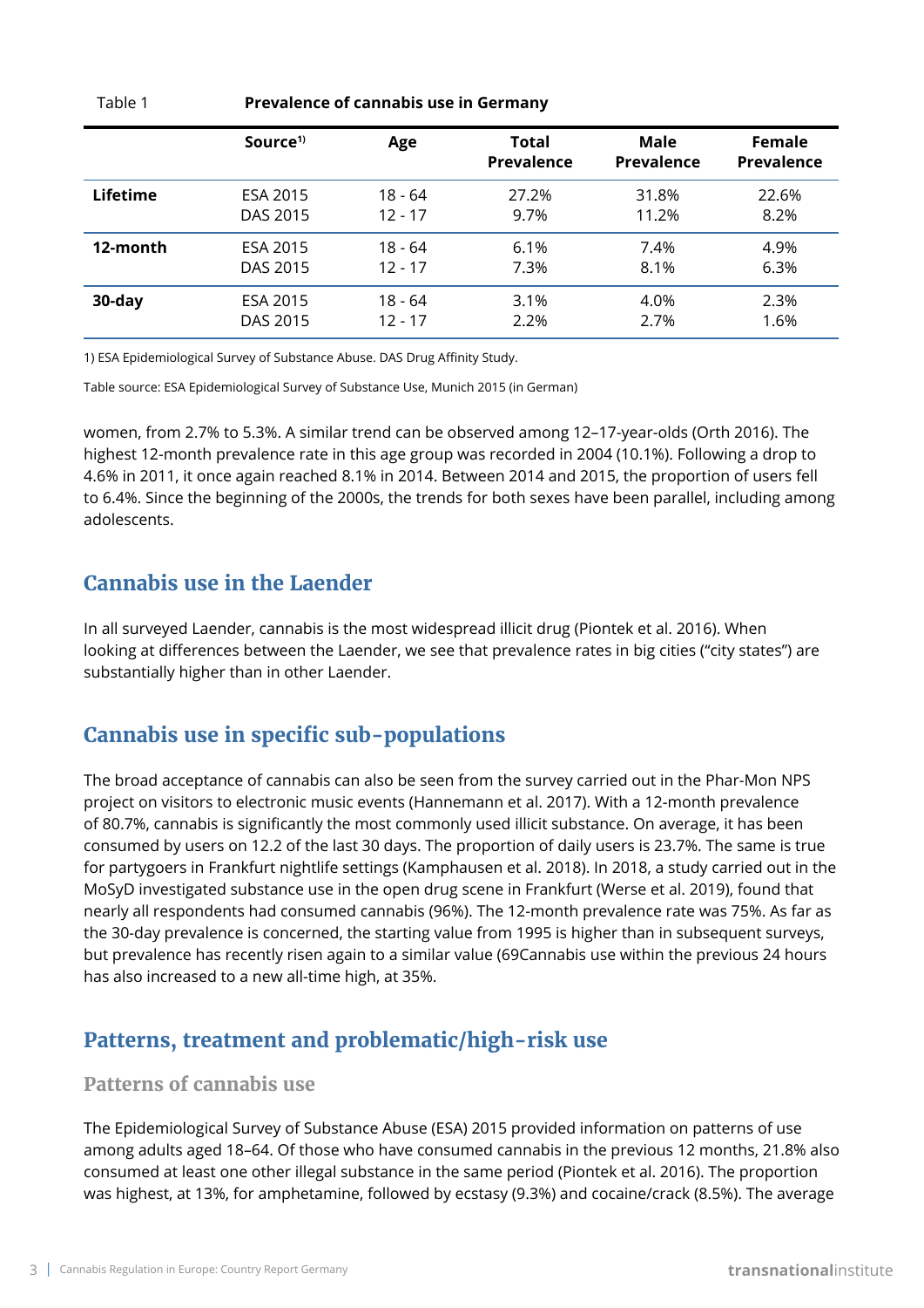Table 1 **Prevalence of cannabis use in Germany**

| | Source[1)] | Age | Total Prevalence | Male Prevalence | Female Prevalence |
|---|---|---|---|---|---|
| **Lifetime** | ESA 2015 | 18 - 64 | 27.2% | 31.8% | 22.6% |
| | DAS 2015 | 12 - 17 | 9.7% | 11.2% | 8.2% |
| **12-month** | ESA 2015 | 18 - 64 | 6.1% | 7.4% | 4.9% |
| | DAS 2015 | 12 - 17 | 7.3% | 8.1% | 6.3% |
| **30-day** | ESA 2015 | 18 - 64 | 3.1% | 4.0% | 2.3% |
| | DAS 2015 | 12 - 17 | 2.2% | 2.7% | 1.6% |

1) ESA Epidemiological Survey of Substance Abuse. DAS Drug Affinity Study.

Table source: ESA Epidemiological Survey of Substance Use, Munich 2015 (in German)

women, from 2.7% to 5.3%. A similar trend can be observed among 12–17-year-olds (Orth 2016). The highest 12-month prevalence rate in this age group was recorded in 2004 (10.1%). Following a drop to 4.6% in 2011, it once again reached 8.1% in 2014. Between 2014 and 2015, the proportion of users fell to 6.4%. Since the beginning of the 2000s, the trends for both sexes have been parallel, including among adolescents.

## Cannabis use in the Laender

In all surveyed Laender, cannabis is the most widespread illicit drug (Piontek et al. 2016). When looking at differences between the Laender, we see that prevalence rates in big cities ("city states") are substantially higher than in other Laender.

## Cannabis use in specific sub-populations

The broad acceptance of cannabis can also be seen from the survey carried out in the Phar-Mon NPS project on visitors to electronic music events (Hannemann et al. 2017). With a 12-month prevalence of 80.7%, cannabis is significantly the most commonly used illicit substance. On average, it has been consumed by users on 12.2 of the last 30 days. The proportion of daily users is 23.7%. The same is true for partygoers in Frankfurt nightlife settings (Kamphausen et al. 2018). In 2018, a study carried out in the MoSyD investigated substance use in the open drug scene in Frankfurt (Werse et al. 2019), found that nearly all respondents had consumed cannabis (96%). The 12-month prevalence rate was 75%. As far as the 30-day prevalence is concerned, the starting value from 1995 is higher than in subsequent surveys, but prevalence has recently risen again to a similar value (69Cannabis use within the previous 24 hours has also increased to a new all-time high, at 35%.

## Patterns, treatment and problematic/high-risk use

### Patterns of cannabis use

The Epidemiological Survey of Substance Abuse (ESA) 2015 provided information on patterns of use among adults aged 18–64. Of those who have consumed cannabis in the previous 12 months, 21.8% also consumed at least one other illegal substance in the same period (Piontek et al. 2016). The proportion was highest, at 13%, for amphetamine, followed by ecstasy (9.3%) and cocaine/crack (8.5%). The average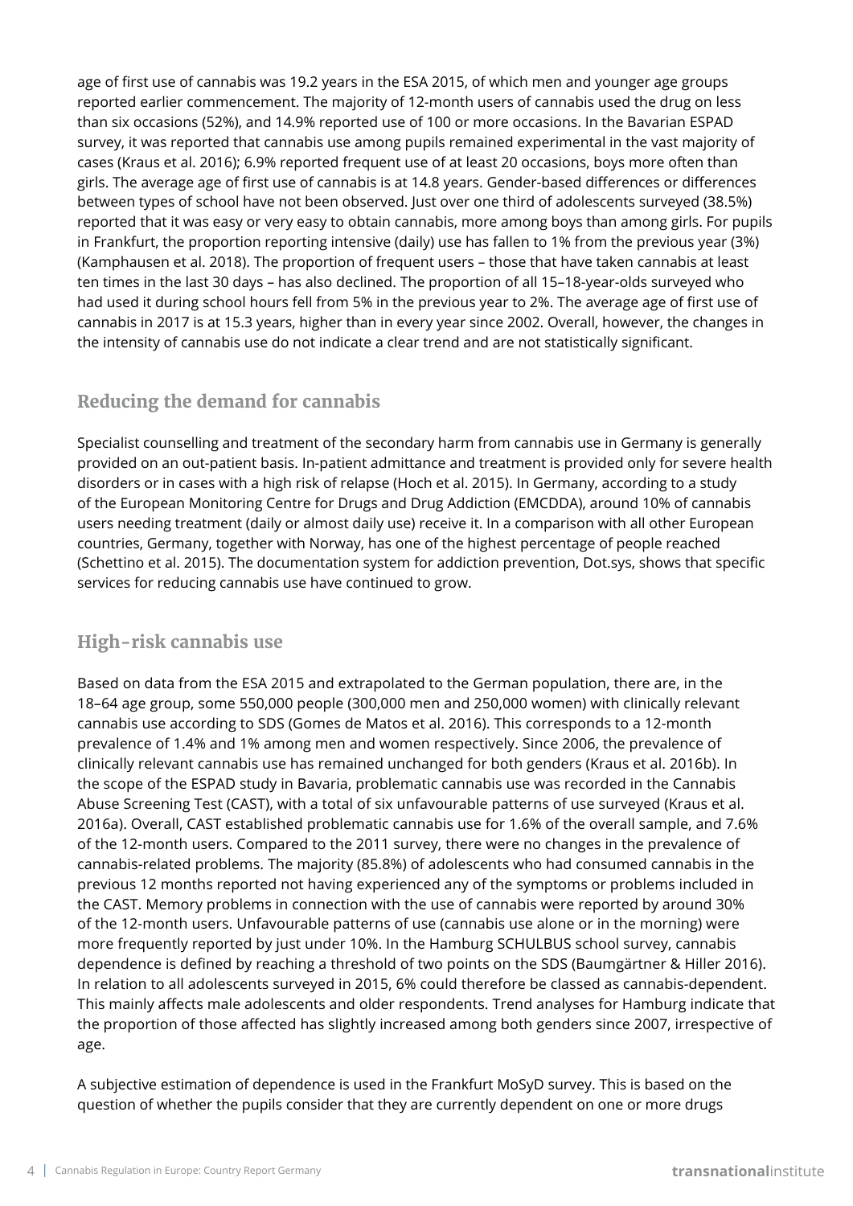age of first use of cannabis was 19.2 years in the ESA 2015, of which men and younger age groups reported earlier commencement. The majority of 12-month users of cannabis used the drug on less than six occasions (52%), and 14.9% reported use of 100 or more occasions. In the Bavarian ESPAD survey, it was reported that cannabis use among pupils remained experimental in the vast majority of cases (Kraus et al. 2016); 6.9% reported frequent use of at least 20 occasions, boys more often than girls. The average age of first use of cannabis is at 14.8 years. Gender-based differences or differences between types of school have not been observed. Just over one third of adolescents surveyed (38.5%) reported that it was easy or very easy to obtain cannabis, more among boys than among girls. For pupils in Frankfurt, the proportion reporting intensive (daily) use has fallen to 1% from the previous year (3%) (Kamphausen et al. 2018). The proportion of frequent users – those that have taken cannabis at least ten times in the last 30 days – has also declined. The proportion of all 15–18-year-olds surveyed who had used it during school hours fell from 5% in the previous year to 2%. The average age of first use of cannabis in 2017 is at 15.3 years, higher than in every year since 2002. Overall, however, the changes in the intensity of cannabis use do not indicate a clear trend and are not statistically significant.

## Reducing the demand for cannabis

Specialist counselling and treatment of the secondary harm from cannabis use in Germany is generally provided on an out-patient basis. In-patient admittance and treatment is provided only for severe health disorders or in cases with a high risk of relapse (Hoch et al. 2015). In Germany, according to a study of the European Monitoring Centre for Drugs and Drug Addiction (EMCDDA), around 10% of cannabis users needing treatment (daily or almost daily use) receive it. In a comparison with all other European countries, Germany, together with Norway, has one of the highest percentage of people reached (Schettino et al. 2015). The documentation system for addiction prevention, Dot.sys, shows that specific services for reducing cannabis use have continued to grow.

## High-risk cannabis use

Based on data from the ESA 2015 and extrapolated to the German population, there are, in the 18–64 age group, some 550,000 people (300,000 men and 250,000 women) with clinically relevant cannabis use according to SDS (Gomes de Matos et al. 2016). This corresponds to a 12-month prevalence of 1.4% and 1% among men and women respectively. Since 2006, the prevalence of clinically relevant cannabis use has remained unchanged for both genders (Kraus et al. 2016b). In the scope of the ESPAD study in Bavaria, problematic cannabis use was recorded in the Cannabis Abuse Screening Test (CAST), with a total of six unfavourable patterns of use surveyed (Kraus et al. 2016a). Overall, CAST established problematic cannabis use for 1.6% of the overall sample, and 7.6% of the 12-month users. Compared to the 2011 survey, there were no changes in the prevalence of cannabis-related problems. The majority (85.8%) of adolescents who had consumed cannabis in the previous 12 months reported not having experienced any of the symptoms or problems included in the CAST. Memory problems in connection with the use of cannabis were reported by around 30% of the 12-month users. Unfavourable patterns of use (cannabis use alone or in the morning) were more frequently reported by just under 10%. In the Hamburg SCHULBUS school survey, cannabis dependence is defined by reaching a threshold of two points on the SDS (Baumgärtner & Hiller 2016). In relation to all adolescents surveyed in 2015, 6% could therefore be classed as cannabis-dependent. This mainly affects male adolescents and older respondents. Trend analyses for Hamburg indicate that the proportion of those affected has slightly increased among both genders since 2007, irrespective of age.

A subjective estimation of dependence is used in the Frankfurt MoSyD survey. This is based on the question of whether the pupils consider that they are currently dependent on one or more drugs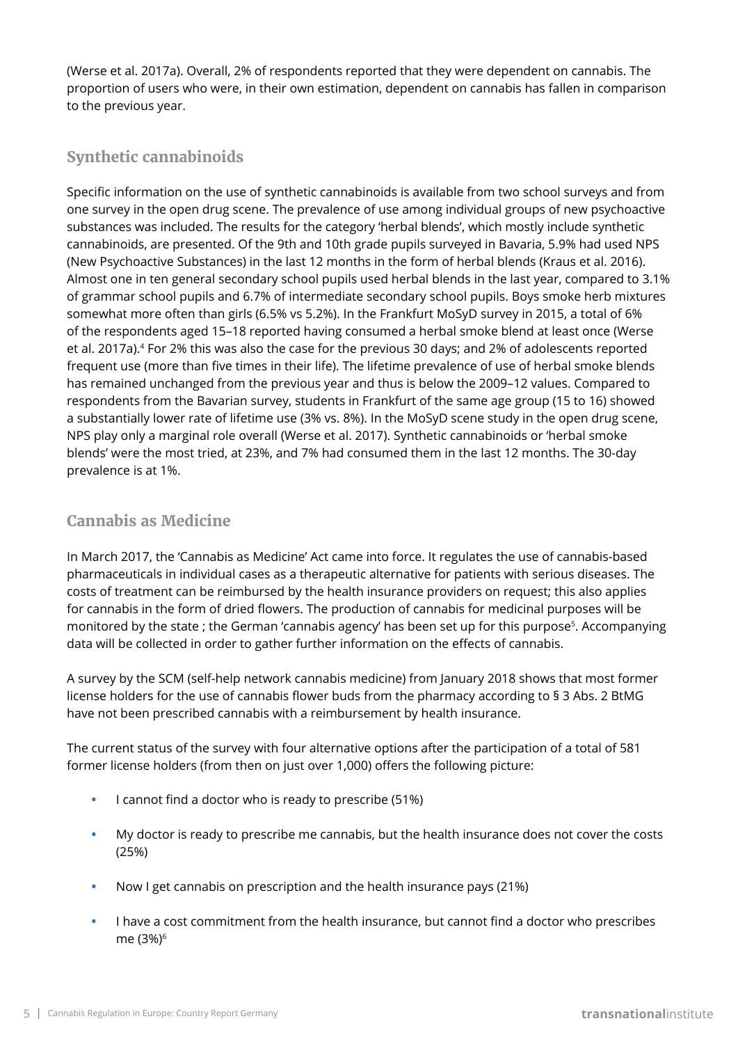(Werse et al. 2017a). Overall, 2% of respondents reported that they were dependent on cannabis. The proportion of users who were, in their own estimation, dependent on cannabis has fallen in comparison to the previous year.

## Synthetic cannabinoids

Specific information on the use of synthetic cannabinoids is available from two school surveys and from one survey in the open drug scene. The prevalence of use among individual groups of new psychoactive substances was included. The results for the category 'herbal blends', which mostly include synthetic cannabinoids, are presented. Of the 9th and 10th grade pupils surveyed in Bavaria, 5.9% had used NPS (New Psychoactive Substances) in the last 12 months in the form of herbal blends (Kraus et al. 2016). Almost one in ten general secondary school pupils used herbal blends in the last year, compared to 3.1% of grammar school pupils and 6.7% of intermediate secondary school pupils. Boys smoke herb mixtures somewhat more often than girls (6.5% vs 5.2%). In the Frankfurt MoSyD survey in 2015, a total of 6% of the respondents aged 15–18 reported having consumed a herbal smoke blend at least once (Werse et al. 2017a).[4] For 2% this was also the case for the previous 30 days; and 2% of adolescents reported frequent use (more than five times in their life). The lifetime prevalence of use of herbal smoke blends has remained unchanged from the previous year and thus is below the 2009–12 values. Compared to respondents from the Bavarian survey, students in Frankfurt of the same age group (15 to 16) showed a substantially lower rate of lifetime use (3% vs. 8%). In the MoSyD scene study in the open drug scene, NPS play only a marginal role overall (Werse et al. 2017). Synthetic cannabinoids or 'herbal smoke blends' were the most tried, at 23%, and 7% had consumed them in the last 12 months. The 30-day prevalence is at 1%.

## Cannabis as Medicine

In March 2017, the 'Cannabis as Medicine' Act came into force. It regulates the use of cannabis-based pharmaceuticals in individual cases as a therapeutic alternative for patients with serious diseases. The costs of treatment can be reimbursed by the health insurance providers on request; this also applies for cannabis in the form of dried flowers. The production of cannabis for medicinal purposes will be monitored by the state ; the German 'cannabis agency' has been set up for this purpose[5]. Accompanying data will be collected in order to gather further information on the effects of cannabis.

A survey by the SCM (self-help network cannabis medicine) from January 2018 shows that most former license holders for the use of cannabis flower buds from the pharmacy according to § 3 Abs. 2 BtMG have not been prescribed cannabis with a reimbursement by health insurance.

The current status of the survey with four alternative options after the participation of a total of 581 former license holders (from then on just over 1,000) offers the following picture:

- I cannot find a doctor who is ready to prescribe (51%)
- My doctor is ready to prescribe me cannabis, but the health insurance does not cover the costs (25%)
- Now I get cannabis on prescription and the health insurance pays (21%)
- I have a cost commitment from the health insurance, but cannot find a doctor who prescribes me (3%)[6]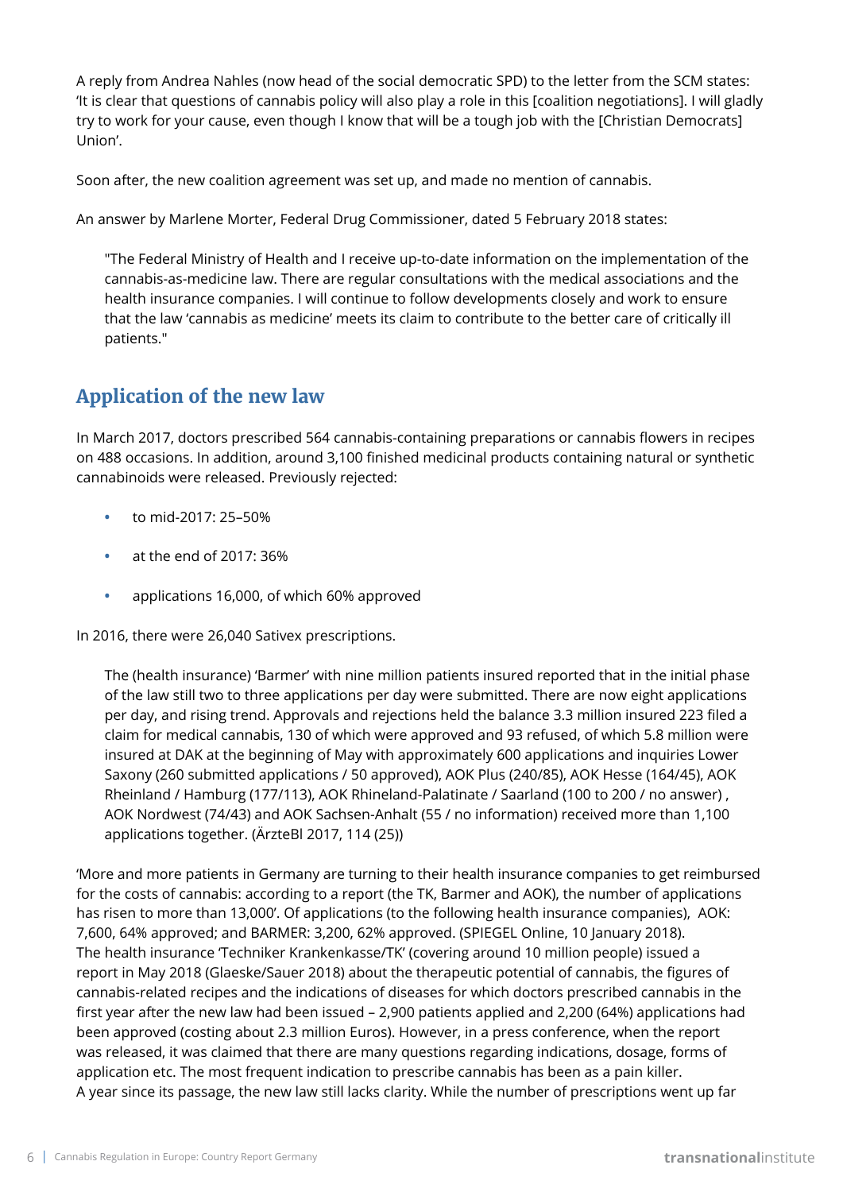A reply from Andrea Nahles (now head of the social democratic SPD) to the letter from the SCM states: 'It is clear that questions of cannabis policy will also play a role in this [coalition negotiations]. I will gladly try to work for your cause, even though I know that will be a tough job with the [Christian Democrats] Union'.

Soon after, the new coalition agreement was set up, and made no mention of cannabis.

An answer by Marlene Morter, Federal Drug Commissioner, dated 5 February 2018 states:

> "The Federal Ministry of Health and I receive up-to-date information on the implementation of the cannabis-as-medicine law. There are regular consultations with the medical associations and the health insurance companies. I will continue to follow developments closely and work to ensure that the law 'cannabis as medicine' meets its claim to contribute to the better care of critically ill patients."

## Application of the new law

In March 2017, doctors prescribed 564 cannabis-containing preparations or cannabis flowers in recipes on 488 occasions. In addition, around 3,100 finished medicinal products containing natural or synthetic cannabinoids were released. Previously rejected:

- to mid-2017: 25–50%
- at the end of 2017: 36%
- applications 16,000, of which 60% approved

In 2016, there were 26,040 Sativex prescriptions.

> The (health insurance) 'Barmer' with nine million patients insured reported that in the initial phase of the law still two to three applications per day were submitted. There are now eight applications per day, and rising trend. Approvals and rejections held the balance 3.3 million insured 223 filed a claim for medical cannabis, 130 of which were approved and 93 refused, of which 5.8 million were insured at DAK at the beginning of May with approximately 600 applications and inquiries Lower Saxony (260 submitted applications / 50 approved), AOK Plus (240/85), AOK Hesse (164/45), AOK Rheinland / Hamburg (177/113), AOK Rhineland-Palatinate / Saarland (100 to 200 / no answer) , AOK Nordwest (74/43) and AOK Sachsen-Anhalt (55 / no information) received more than 1,100 applications together. (ÄrzteBl 2017, 114 (25))

'More and more patients in Germany are turning to their health insurance companies to get reimbursed for the costs of cannabis: according to a report (the TK, Barmer and AOK), the number of applications has risen to more than 13,000'. Of applications (to the following health insurance companies), AOK: 7,600, 64% approved; and BARMER: 3,200, 62% approved. (SPIEGEL Online, 10 January 2018).
The health insurance 'Techniker Krankenkasse/TK' (covering around 10 million people) issued a report in May 2018 (Glaeske/Sauer 2018) about the therapeutic potential of cannabis, the figures of cannabis-related recipes and the indications of diseases for which doctors prescribed cannabis in the first year after the new law had been issued – 2,900 patients applied and 2,200 (64%) applications had been approved (costing about 2.3 million Euros). However, in a press conference, when the report was released, it was claimed that there are many questions regarding indications, dosage, forms of application etc. The most frequent indication to prescribe cannabis has been as a pain killer.
A year since its passage, the new law still lacks clarity. While the number of prescriptions went up far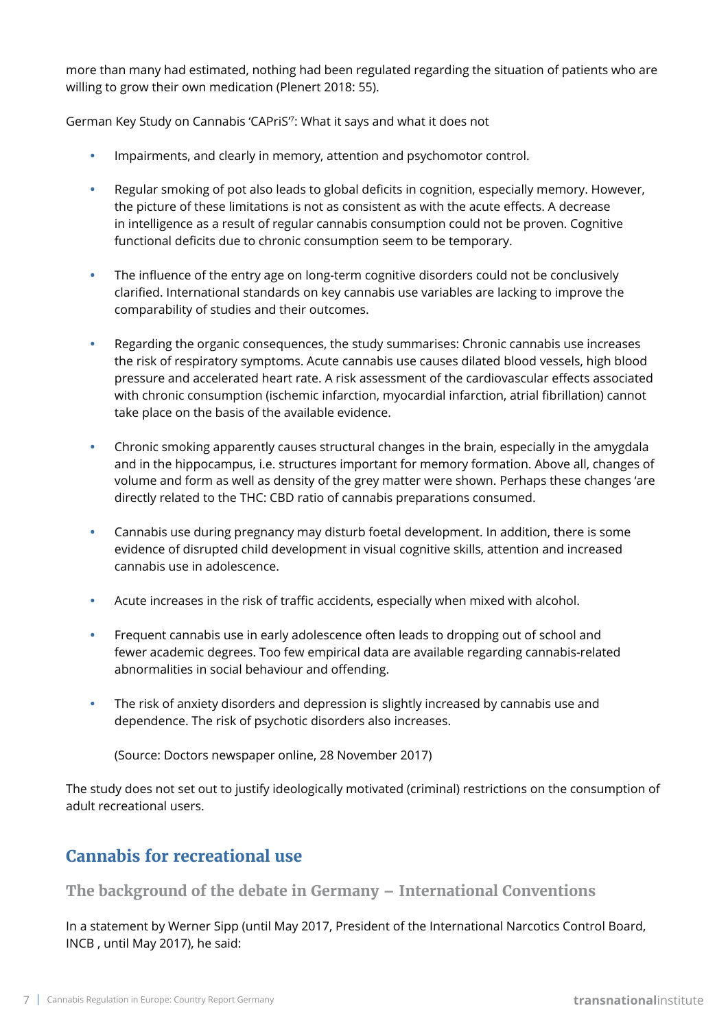more than many had estimated, nothing had been regulated regarding the situation of patients who are willing to grow their own medication (Plenert 2018: 55).

German Key Study on Cannabis 'CAPriS'[7]: What it says and what it does not

- Impairments, and clearly in memory, attention and psychomotor control.
- Regular smoking of pot also leads to global deficits in cognition, especially memory. However, the picture of these limitations is not as consistent as with the acute effects. A decrease in intelligence as a result of regular cannabis consumption could not be proven. Cognitive functional deficits due to chronic consumption seem to be temporary.
- The influence of the entry age on long-term cognitive disorders could not be conclusively clarified. International standards on key cannabis use variables are lacking to improve the comparability of studies and their outcomes.
- Regarding the organic consequences, the study summarises: Chronic cannabis use increases the risk of respiratory symptoms. Acute cannabis use causes dilated blood vessels, high blood pressure and accelerated heart rate. A risk assessment of the cardiovascular effects associated with chronic consumption (ischemic infarction, myocardial infarction, atrial fibrillation) cannot take place on the basis of the available evidence.
- Chronic smoking apparently causes structural changes in the brain, especially in the amygdala and in the hippocampus, i.e. structures important for memory formation. Above all, changes of volume and form as well as density of the grey matter were shown. Perhaps these changes 'are directly related to the THC: CBD ratio of cannabis preparations consumed.
- Cannabis use during pregnancy may disturb foetal development. In addition, there is some evidence of disrupted child development in visual cognitive skills, attention and increased cannabis use in adolescence.
- Acute increases in the risk of traffic accidents, especially when mixed with alcohol.
- Frequent cannabis use in early adolescence often leads to dropping out of school and fewer academic degrees. Too few empirical data are available regarding cannabis-related abnormalities in social behaviour and offending.
- The risk of anxiety disorders and depression is slightly increased by cannabis use and dependence. The risk of psychotic disorders also increases.

(Source: Doctors newspaper online, 28 November 2017)

The study does not set out to justify ideologically motivated (criminal) restrictions on the consumption of adult recreational users.

## Cannabis for recreational use

### The background of the debate in Germany – International Conventions

In a statement by Werner Sipp (until May 2017, President of the International Narcotics Control Board, INCB , until May 2017), he said: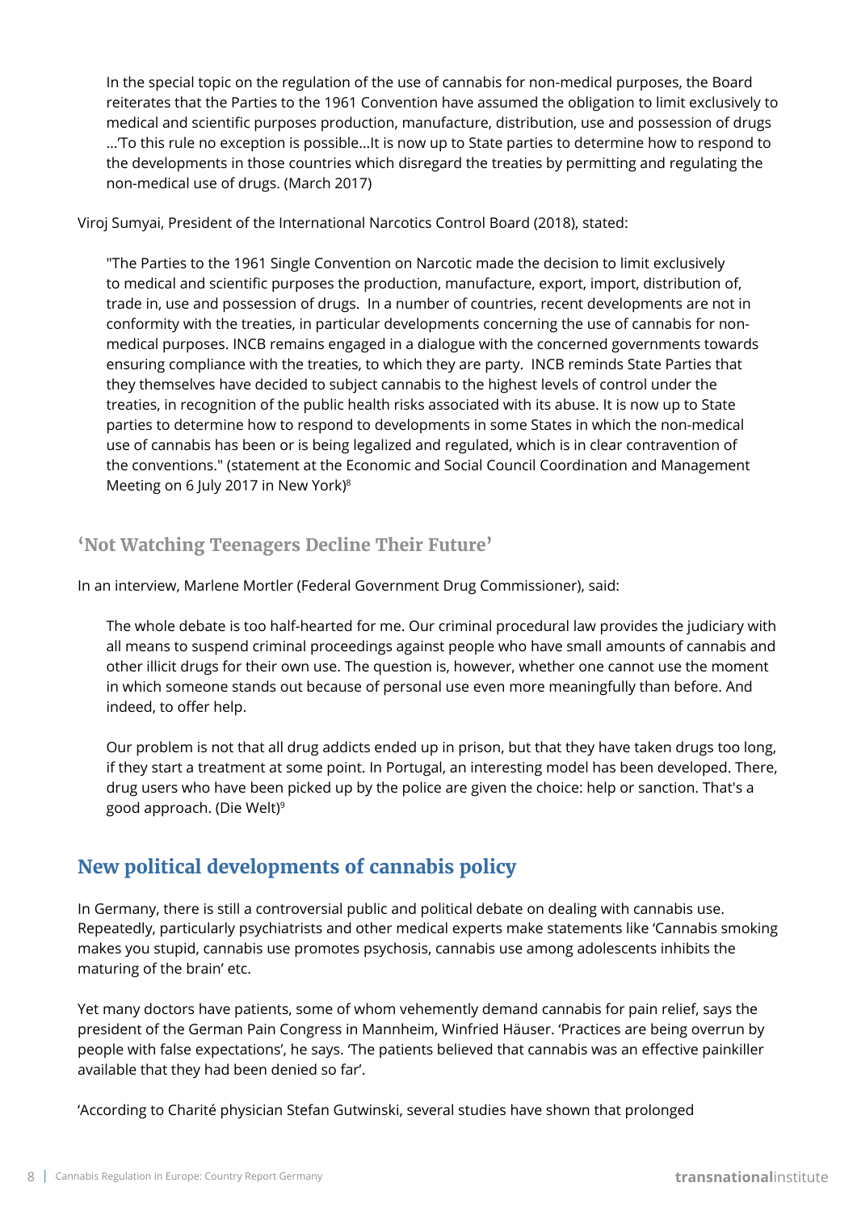> In the special topic on the regulation of the use of cannabis for non-medical purposes, the Board reiterates that the Parties to the 1961 Convention have assumed the obligation to limit exclusively to medical and scientific purposes production, manufacture, distribution, use and possession of drugs …'To this rule no exception is possible…It is now up to State parties to determine how to respond to the developments in those countries which disregard the treaties by permitting and regulating the non-medical use of drugs. (March 2017)

Viroj Sumyai, President of the International Narcotics Control Board (2018), stated:

> "The Parties to the 1961 Single Convention on Narcotic made the decision to limit exclusively to medical and scientific purposes the production, manufacture, export, import, distribution of, trade in, use and possession of drugs. In a number of countries, recent developments are not in conformity with the treaties, in particular developments concerning the use of cannabis for non-medical purposes. INCB remains engaged in a dialogue with the concerned governments towards ensuring compliance with the treaties, to which they are party. INCB reminds State Parties that they themselves have decided to subject cannabis to the highest levels of control under the treaties, in recognition of the public health risks associated with its abuse. It is now up to State parties to determine how to respond to developments in some States in which the non-medical use of cannabis has been or is being legalized and regulated, which is in clear contravention of the conventions." (statement at the Economic and Social Council Coordination and Management Meeting on 6 July 2017 in New York)[8]

### 'Not Watching Teenagers Decline Their Future'

In an interview, Marlene Mortler (Federal Government Drug Commissioner), said:

> The whole debate is too half-hearted for me. Our criminal procedural law provides the judiciary with all means to suspend criminal proceedings against people who have small amounts of cannabis and other illicit drugs for their own use. The question is, however, whether one cannot use the moment in which someone stands out because of personal use even more meaningfully than before. And indeed, to offer help.
>
> Our problem is not that all drug addicts ended up in prison, but that they have taken drugs too long, if they start a treatment at some point. In Portugal, an interesting model has been developed. There, drug users who have been picked up by the police are given the choice: help or sanction. That's a good approach. (Die Welt)[9]

## New political developments of cannabis policy

In Germany, there is still a controversial public and political debate on dealing with cannabis use. Repeatedly, particularly psychiatrists and other medical experts make statements like 'Cannabis smoking makes you stupid, cannabis use promotes psychosis, cannabis use among adolescents inhibits the maturing of the brain' etc.

Yet many doctors have patients, some of whom vehemently demand cannabis for pain relief, says the president of the German Pain Congress in Mannheim, Winfried Häuser. 'Practices are being overrun by people with false expectations', he says. 'The patients believed that cannabis was an effective painkiller available that they had been denied so far'.

'According to Charité physician Stefan Gutwinski, several studies have shown that prolonged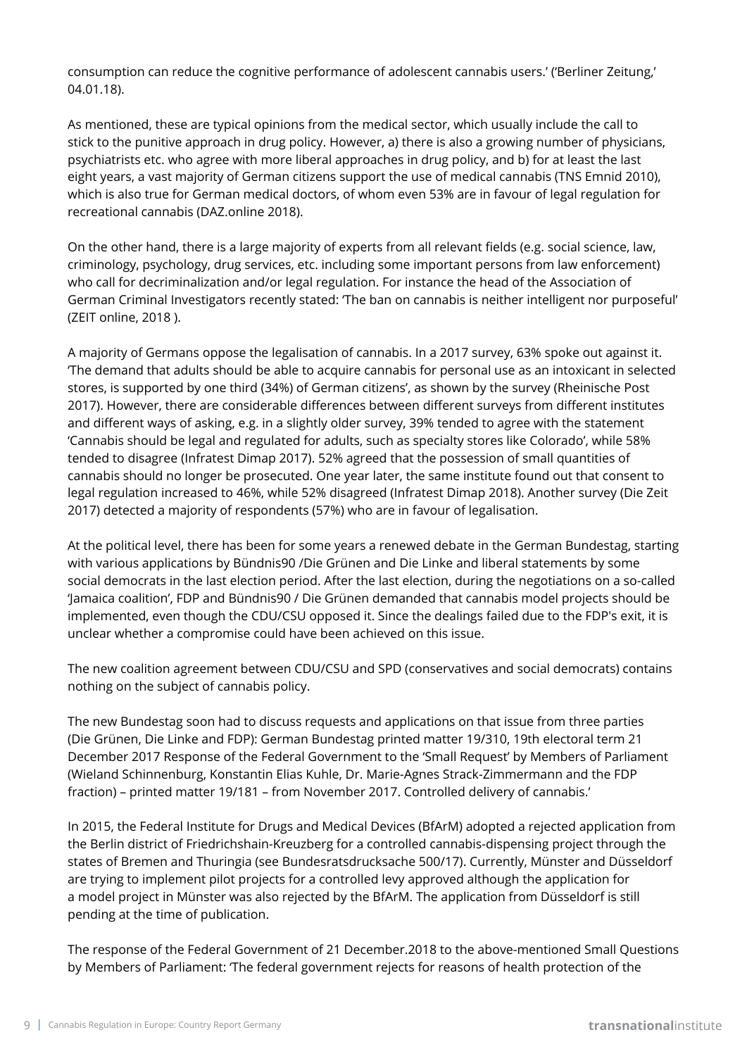consumption can reduce the cognitive performance of adolescent cannabis users.' ('Berliner Zeitung,' 04.01.18).

As mentioned, these are typical opinions from the medical sector, which usually include the call to stick to the punitive approach in drug policy. However, a) there is also a growing number of physicians, psychiatrists etc. who agree with more liberal approaches in drug policy, and b) for at least the last eight years, a vast majority of German citizens support the use of medical cannabis (TNS Emnid 2010), which is also true for German medical doctors, of whom even 53% are in favour of legal regulation for recreational cannabis (DAZ.online 2018).

On the other hand, there is a large majority of experts from all relevant fields (e.g. social science, law, criminology, psychology, drug services, etc. including some important persons from law enforcement) who call for decriminalization and/or legal regulation. For instance the head of the Association of German Criminal Investigators recently stated: 'The ban on cannabis is neither intelligent nor purposeful' (ZEIT online, 2018 ).

A majority of Germans oppose the legalisation of cannabis. In a 2017 survey, 63% spoke out against it. 'The demand that adults should be able to acquire cannabis for personal use as an intoxicant in selected stores, is supported by one third (34%) of German citizens', as shown by the survey (Rheinische Post 2017). However, there are considerable differences between different surveys from different institutes and different ways of asking, e.g. in a slightly older survey, 39% tended to agree with the statement 'Cannabis should be legal and regulated for adults, such as specialty stores like Colorado', while 58% tended to disagree (Infratest Dimap 2017). 52% agreed that the possession of small quantities of cannabis should no longer be prosecuted. One year later, the same institute found out that consent to legal regulation increased to 46%, while 52% disagreed (Infratest Dimap 2018). Another survey (Die Zeit 2017) detected a majority of respondents (57%) who are in favour of legalisation.

At the political level, there has been for some years a renewed debate in the German Bundestag, starting with various applications by Bündnis90 /Die Grünen and Die Linke and liberal statements by some social democrats in the last election period. After the last election, during the negotiations on a so-called 'Jamaica coalition', FDP and Bündnis90 / Die Grünen demanded that cannabis model projects should be implemented, even though the CDU/CSU opposed it. Since the dealings failed due to the FDP's exit, it is unclear whether a compromise could have been achieved on this issue.

The new coalition agreement between CDU/CSU and SPD (conservatives and social democrats) contains nothing on the subject of cannabis policy.

The new Bundestag soon had to discuss requests and applications on that issue from three parties (Die Grünen, Die Linke and FDP): German Bundestag printed matter 19/310, 19th electoral term 21 December 2017 Response of the Federal Government to the 'Small Request' by Members of Parliament (Wieland Schinnenburg, Konstantin Elias Kuhle, Dr. Marie-Agnes Strack-Zimmermann and the FDP fraction) – printed matter 19/181 – from November 2017. Controlled delivery of cannabis.'

In 2015, the Federal Institute for Drugs and Medical Devices (BfArM) adopted a rejected application from the Berlin district of Friedrichshain-Kreuzberg for a controlled cannabis-dispensing project through the states of Bremen and Thuringia (see Bundesratsdrucksache 500/17). Currently, Münster and Düsseldorf are trying to implement pilot projects for a controlled levy approved although the application for a model project in Münster was also rejected by the BfArM. The application from Düsseldorf is still pending at the time of publication.

The response of the Federal Government of 21 December.2018 to the above-mentioned Small Questions by Members of Parliament: 'The federal government rejects for reasons of health protection of the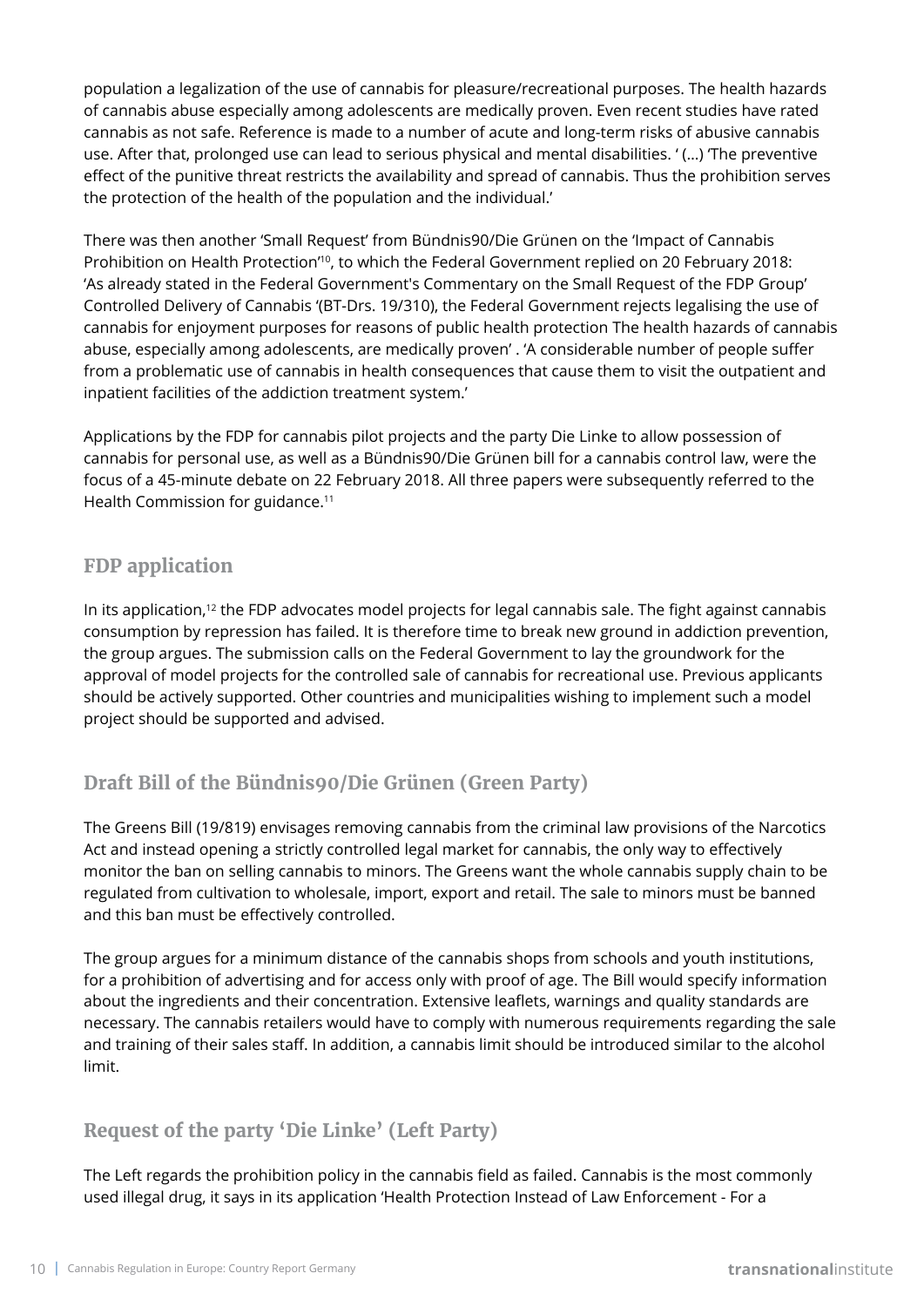population a legalization of the use of cannabis for pleasure/recreational purposes. The health hazards of cannabis abuse especially among adolescents are medically proven. Even recent studies have rated cannabis as not safe. Reference is made to a number of acute and long-term risks of abusive cannabis use. After that, prolonged use can lead to serious physical and mental disabilities. ' (...) 'The preventive effect of the punitive threat restricts the availability and spread of cannabis. Thus the prohibition serves the protection of the health of the population and the individual.'

There was then another 'Small Request' from Bündnis90/Die Grünen on the 'Impact of Cannabis Prohibition on Health Protection'[10], to which the Federal Government replied on 20 February 2018: 'As already stated in the Federal Government's Commentary on the Small Request of the FDP Group' Controlled Delivery of Cannabis '(BT-Drs. 19/310), the Federal Government rejects legalising the use of cannabis for enjoyment purposes for reasons of public health protection The health hazards of cannabis abuse, especially among adolescents, are medically proven' . 'A considerable number of people suffer from a problematic use of cannabis in health consequences that cause them to visit the outpatient and inpatient facilities of the addiction treatment system.'

Applications by the FDP for cannabis pilot projects and the party Die Linke to allow possession of cannabis for personal use, as well as a Bündnis90/Die Grünen bill for a cannabis control law, were the focus of a 45-minute debate on 22 February 2018. All three papers were subsequently referred to the Health Commission for guidance.[11]

## FDP application

In its application,[12] the FDP advocates model projects for legal cannabis sale. The fight against cannabis consumption by repression has failed. It is therefore time to break new ground in addiction prevention, the group argues. The submission calls on the Federal Government to lay the groundwork for the approval of model projects for the controlled sale of cannabis for recreational use. Previous applicants should be actively supported. Other countries and municipalities wishing to implement such a model project should be supported and advised.

## Draft Bill of the Bündnis90/Die Grünen (Green Party)

The Greens Bill (19/819) envisages removing cannabis from the criminal law provisions of the Narcotics Act and instead opening a strictly controlled legal market for cannabis, the only way to effectively monitor the ban on selling cannabis to minors. The Greens want the whole cannabis supply chain to be regulated from cultivation to wholesale, import, export and retail. The sale to minors must be banned and this ban must be effectively controlled.

The group argues for a minimum distance of the cannabis shops from schools and youth institutions, for a prohibition of advertising and for access only with proof of age. The Bill would specify information about the ingredients and their concentration. Extensive leaflets, warnings and quality standards are necessary. The cannabis retailers would have to comply with numerous requirements regarding the sale and training of their sales staff. In addition, a cannabis limit should be introduced similar to the alcohol limit.

## Request of the party 'Die Linke' (Left Party)

The Left regards the prohibition policy in the cannabis field as failed. Cannabis is the most commonly used illegal drug, it says in its application 'Health Protection Instead of Law Enforcement - For a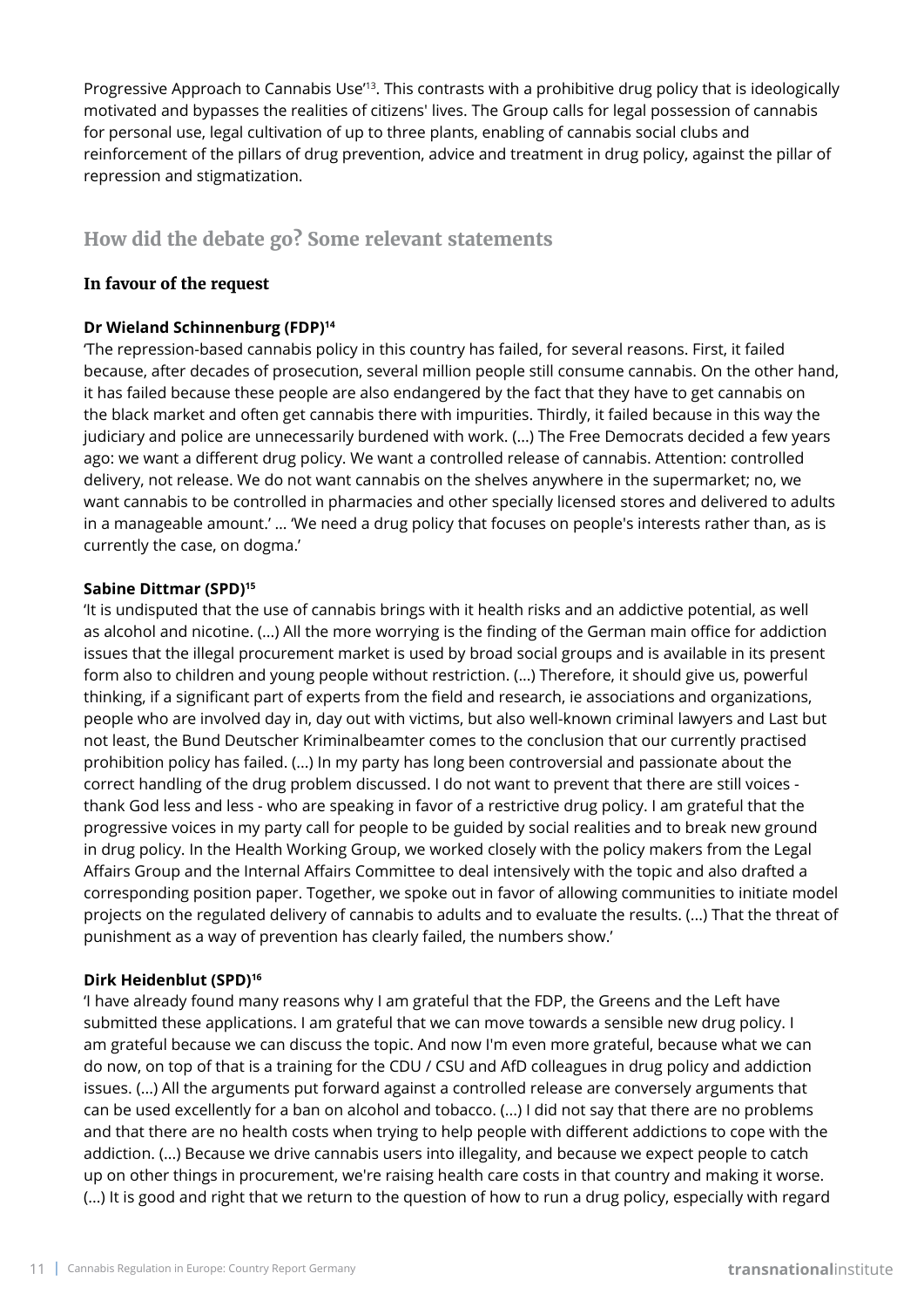Progressive Approach to Cannabis Use'[13]. This contrasts with a prohibitive drug policy that is ideologically motivated and bypasses the realities of citizens' lives. The Group calls for legal possession of cannabis for personal use, legal cultivation of up to three plants, enabling of cannabis social clubs and reinforcement of the pillars of drug prevention, advice and treatment in drug policy, against the pillar of repression and stigmatization.

## How did the debate go? Some relevant statements

### In favour of the request

**Dr Wieland Schinnenburg (FDP)[14]**

'The repression-based cannabis policy in this country has failed, for several reasons. First, it failed because, after decades of prosecution, several million people still consume cannabis. On the other hand, it has failed because these people are also endangered by the fact that they have to get cannabis on the black market and often get cannabis there with impurities. Thirdly, it failed because in this way the judiciary and police are unnecessarily burdened with work. (...) The Free Democrats decided a few years ago: we want a different drug policy. We want a controlled release of cannabis. Attention: controlled delivery, not release. We do not want cannabis on the shelves anywhere in the supermarket; no, we want cannabis to be controlled in pharmacies and other specially licensed stores and delivered to adults in a manageable amount.' ... 'We need a drug policy that focuses on people's interests rather than, as is currently the case, on dogma.'

**Sabine Dittmar (SPD)[15]**

'It is undisputed that the use of cannabis brings with it health risks and an addictive potential, as well as alcohol and nicotine. (...) All the more worrying is the finding of the German main office for addiction issues that the illegal procurement market is used by broad social groups and is available in its present form also to children and young people without restriction. (...) Therefore, it should give us, powerful thinking, if a significant part of experts from the field and research, ie associations and organizations, people who are involved day in, day out with victims, but also well-known criminal lawyers and Last but not least, the Bund Deutscher Kriminalbeamter comes to the conclusion that our currently practised prohibition policy has failed. (...) In my party has long been controversial and passionate about the correct handling of the drug problem discussed. I do not want to prevent that there are still voices - thank God less and less - who are speaking in favor of a restrictive drug policy. I am grateful that the progressive voices in my party call for people to be guided by social realities and to break new ground in drug policy. In the Health Working Group, we worked closely with the policy makers from the Legal Affairs Group and the Internal Affairs Committee to deal intensively with the topic and also drafted a corresponding position paper. Together, we spoke out in favor of allowing communities to initiate model projects on the regulated delivery of cannabis to adults and to evaluate the results. (...) That the threat of punishment as a way of prevention has clearly failed, the numbers show.'

**Dirk Heidenblut (SPD)[16]**

'I have already found many reasons why I am grateful that the FDP, the Greens and the Left have submitted these applications. I am grateful that we can move towards a sensible new drug policy. I am grateful because we can discuss the topic. And now I'm even more grateful, because what we can do now, on top of that is a training for the CDU / CSU and AfD colleagues in drug policy and addiction issues. (...) All the arguments put forward against a controlled release are conversely arguments that can be used excellently for a ban on alcohol and tobacco. (...) I did not say that there are no problems and that there are no health costs when trying to help people with different addictions to cope with the addiction. (...) Because we drive cannabis users into illegality, and because we expect people to catch up on other things in procurement, we're raising health care costs in that country and making it worse. (...) It is good and right that we return to the question of how to run a drug policy, especially with regard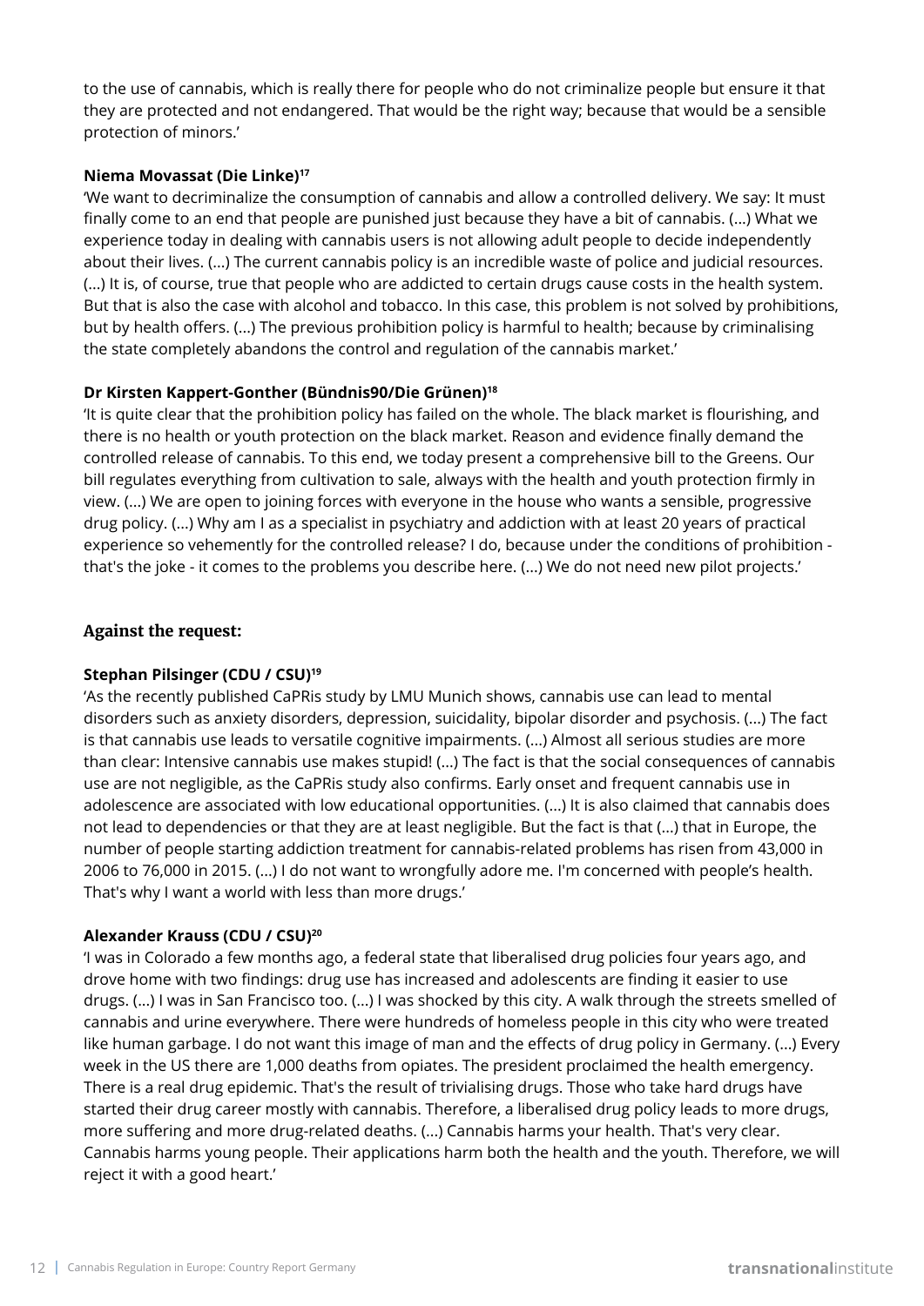to the use of cannabis, which is really there for people who do not criminalize people but ensure it that they are protected and not endangered. That would be the right way; because that would be a sensible protection of minors.'

**Niema Movassat (Die Linke)[17]**

'We want to decriminalize the consumption of cannabis and allow a controlled delivery. We say: It must finally come to an end that people are punished just because they have a bit of cannabis. (...) What we experience today in dealing with cannabis users is not allowing adult people to decide independently about their lives. (...) The current cannabis policy is an incredible waste of police and judicial resources. (...) It is, of course, true that people who are addicted to certain drugs cause costs in the health system. But that is also the case with alcohol and tobacco. In this case, this problem is not solved by prohibitions, but by health offers. (...) The previous prohibition policy is harmful to health; because by criminalising the state completely abandons the control and regulation of the cannabis market.'

**Dr Kirsten Kappert-Gonther (Bündnis90/Die Grünen)[18]**

'It is quite clear that the prohibition policy has failed on the whole. The black market is flourishing, and there is no health or youth protection on the black market. Reason and evidence finally demand the controlled release of cannabis. To this end, we today present a comprehensive bill to the Greens. Our bill regulates everything from cultivation to sale, always with the health and youth protection firmly in view. (...) We are open to joining forces with everyone in the house who wants a sensible, progressive drug policy. (...) Why am I as a specialist in psychiatry and addiction with at least 20 years of practical experience so vehemently for the controlled release? I do, because under the conditions of prohibition - that's the joke - it comes to the problems you describe here. (...) We do not need new pilot projects.'

### Against the request:

**Stephan Pilsinger (CDU / CSU)[19]**

'As the recently published CaPRis study by LMU Munich shows, cannabis use can lead to mental disorders such as anxiety disorders, depression, suicidality, bipolar disorder and psychosis. (...) The fact is that cannabis use leads to versatile cognitive impairments. (...) Almost all serious studies are more than clear: Intensive cannabis use makes stupid! (...) The fact is that the social consequences of cannabis use are not negligible, as the CaPRis study also confirms. Early onset and frequent cannabis use in adolescence are associated with low educational opportunities. (...) It is also claimed that cannabis does not lead to dependencies or that they are at least negligible. But the fact is that (...) that in Europe, the number of people starting addiction treatment for cannabis-related problems has risen from 43,000 in 2006 to 76,000 in 2015. (...) I do not want to wrongfully adore me. I'm concerned with people's health. That's why I want a world with less than more drugs.'

**Alexander Krauss (CDU / CSU)[20]**

'I was in Colorado a few months ago, a federal state that liberalised drug policies four years ago, and drove home with two findings: drug use has increased and adolescents are finding it easier to use drugs. (...) I was in San Francisco too. (...) I was shocked by this city. A walk through the streets smelled of cannabis and urine everywhere. There were hundreds of homeless people in this city who were treated like human garbage. I do not want this image of man and the effects of drug policy in Germany. (...) Every week in the US there are 1,000 deaths from opiates. The president proclaimed the health emergency. There is a real drug epidemic. That's the result of trivialising drugs. Those who take hard drugs have started their drug career mostly with cannabis. Therefore, a liberalised drug policy leads to more drugs, more suffering and more drug-related deaths. (...) Cannabis harms your health. That's very clear. Cannabis harms young people. Their applications harm both the health and the youth. Therefore, we will reject it with a good heart.'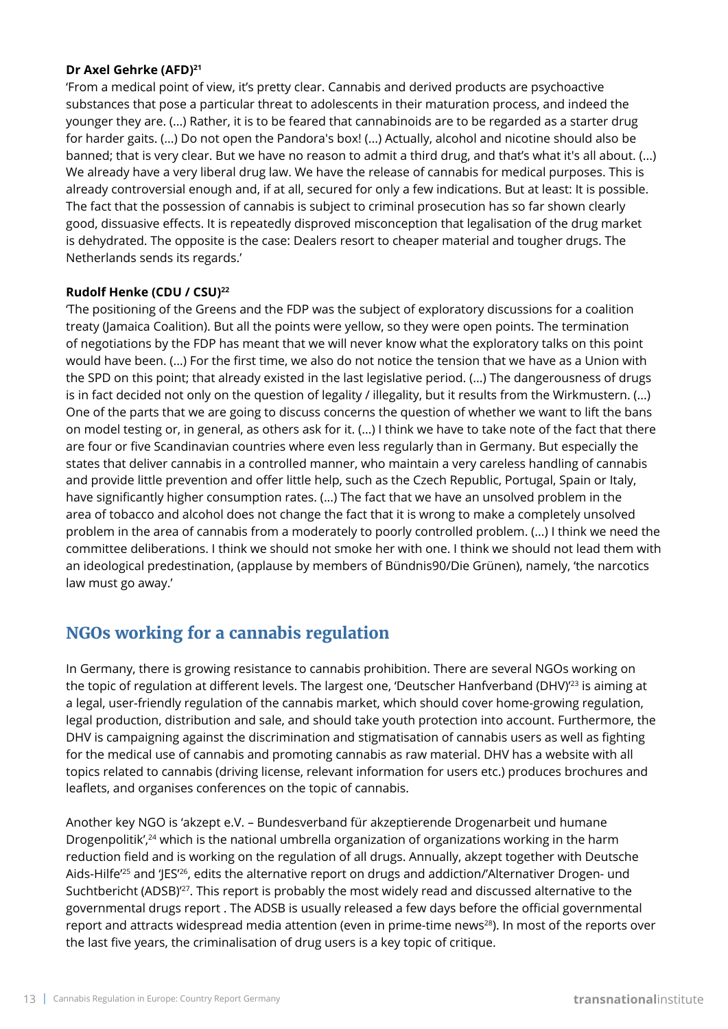**Dr Axel Gehrke (AFD)**[21]

'From a medical point of view, it's pretty clear. Cannabis and derived products are psychoactive substances that pose a particular threat to adolescents in their maturation process, and indeed the younger they are. (...) Rather, it is to be feared that cannabinoids are to be regarded as a starter drug for harder gaits. (...) Do not open the Pandora's box! (...) Actually, alcohol and nicotine should also be banned; that is very clear. But we have no reason to admit a third drug, and that's what it's all about. (...) We already have a very liberal drug law. We have the release of cannabis for medical purposes. This is already controversial enough and, if at all, secured for only a few indications. But at least: It is possible. The fact that the possession of cannabis is subject to criminal prosecution has so far shown clearly good, dissuasive effects. It is repeatedly disproved misconception that legalisation of the drug market is dehydrated. The opposite is the case: Dealers resort to cheaper material and tougher drugs. The Netherlands sends its regards.'

**Rudolf Henke (CDU / CSU)**[22]

'The positioning of the Greens and the FDP was the subject of exploratory discussions for a coalition treaty (Jamaica Coalition). But all the points were yellow, so they were open points. The termination of negotiations by the FDP has meant that we will never know what the exploratory talks on this point would have been. (...) For the first time, we also do not notice the tension that we have as a Union with the SPD on this point; that already existed in the last legislative period. (...) The dangerousness of drugs is in fact decided not only on the question of legality / illegality, but it results from the Wirkmustern. (...) One of the parts that we are going to discuss concerns the question of whether we want to lift the bans on model testing or, in general, as others ask for it. (...) I think we have to take note of the fact that there are four or five Scandinavian countries where even less regularly than in Germany. But especially the states that deliver cannabis in a controlled manner, who maintain a very careless handling of cannabis and provide little prevention and offer little help, such as the Czech Republic, Portugal, Spain or Italy, have significantly higher consumption rates. (...) The fact that we have an unsolved problem in the area of tobacco and alcohol does not change the fact that it is wrong to make a completely unsolved problem in the area of cannabis from a moderately to poorly controlled problem. (...) I think we need the committee deliberations. I think we should not smoke her with one. I think we should not lead them with an ideological predestination, (applause by members of Bündnis90/Die Grünen), namely, 'the narcotics law must go away.'

## NGOs working for a cannabis regulation

In Germany, there is growing resistance to cannabis prohibition. There are several NGOs working on the topic of regulation at different levels. The largest one, 'Deutscher Hanfverband (DHV)'[23] is aiming at a legal, user-friendly regulation of the cannabis market, which should cover home-growing regulation, legal production, distribution and sale, and should take youth protection into account. Furthermore, the DHV is campaigning against the discrimination and stigmatisation of cannabis users as well as fighting for the medical use of cannabis and promoting cannabis as raw material. DHV has a website with all topics related to cannabis (driving license, relevant information for users etc.) produces brochures and leaflets, and organises conferences on the topic of cannabis.

Another key NGO is 'akzept e.V. – Bundesverband für akzeptierende Drogenarbeit und humane Drogenpolitik',[24] which is the national umbrella organization of organizations working in the harm reduction field and is working on the regulation of all drugs. Annually, akzept together with Deutsche Aids-Hilfe'[25] and 'JES'[26], edits the alternative report on drugs and addiction/'Alternativer Drogen- und Suchtbericht (ADSB)'[27]. This report is probably the most widely read and discussed alternative to the governmental drugs report . The ADSB is usually released a few days before the official governmental report and attracts widespread media attention (even in prime-time news[28]). In most of the reports over the last five years, the criminalisation of drug users is a key topic of critique.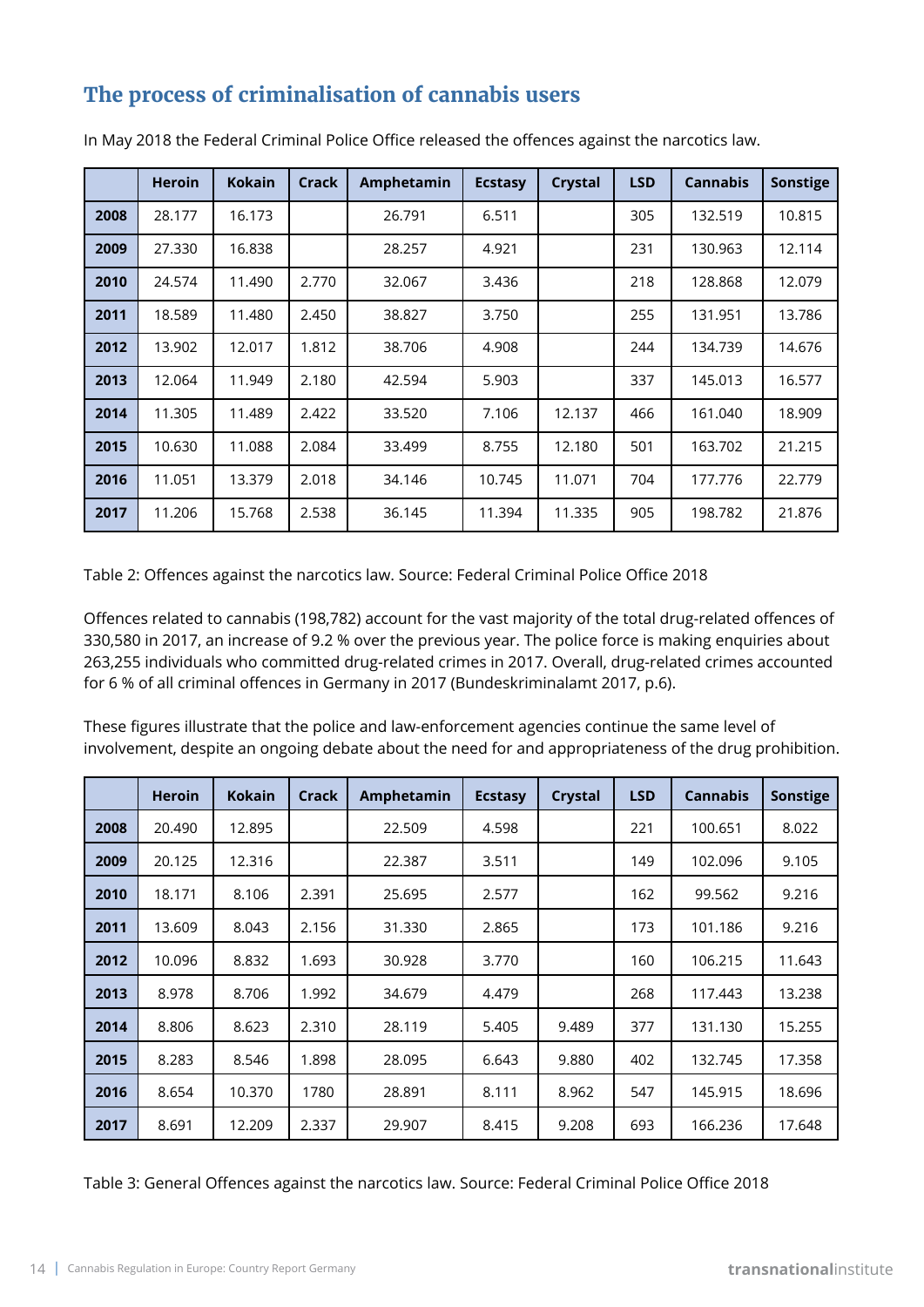## The process of criminalisation of cannabis users

In May 2018 the Federal Criminal Police Office released the offences against the narcotics law.

| | Heroin | Kokain | Crack | Amphetamin | Ecstasy | Crystal | LSD | Cannabis | Sonstige |
|---|---|---|---|---|---|---|---|---|---|
| **2008** | 28.177 | 16.173 | | 26.791 | 6.511 | | 305 | 132.519 | 10.815 |
| **2009** | 27.330 | 16.838 | | 28.257 | 4.921 | | 231 | 130.963 | 12.114 |
| **2010** | 24.574 | 11.490 | 2.770 | 32.067 | 3.436 | | 218 | 128.868 | 12.079 |
| **2011** | 18.589 | 11.480 | 2.450 | 38.827 | 3.750 | | 255 | 131.951 | 13.786 |
| **2012** | 13.902 | 12.017 | 1.812 | 38.706 | 4.908 | | 244 | 134.739 | 14.676 |
| **2013** | 12.064 | 11.949 | 2.180 | 42.594 | 5.903 | | 337 | 145.013 | 16.577 |
| **2014** | 11.305 | 11.489 | 2.422 | 33.520 | 7.106 | 12.137 | 466 | 161.040 | 18.909 |
| **2015** | 10.630 | 11.088 | 2.084 | 33.499 | 8.755 | 12.180 | 501 | 163.702 | 21.215 |
| **2016** | 11.051 | 13.379 | 2.018 | 34.146 | 10.745 | 11.071 | 704 | 177.776 | 22.779 |
| **2017** | 11.206 | 15.768 | 2.538 | 36.145 | 11.394 | 11.335 | 905 | 198.782 | 21.876 |

Table 2: Offences against the narcotics law. Source: Federal Criminal Police Office 2018

Offences related to cannabis (198,782) account for the vast majority of the total drug-related offences of 330,580 in 2017, an increase of 9.2 % over the previous year. The police force is making enquiries about 263,255 individuals who committed drug-related crimes in 2017. Overall, drug-related crimes accounted for 6 % of all criminal offences in Germany in 2017 (Bundeskriminalamt 2017, p.6).

These figures illustrate that the police and law-enforcement agencies continue the same level of involvement, despite an ongoing debate about the need for and appropriateness of the drug prohibition.

| | Heroin | Kokain | Crack | Amphetamin | Ecstasy | Crystal | LSD | Cannabis | Sonstige |
|---|---|---|---|---|---|---|---|---|---|
| **2008** | 20.490 | 12.895 | | 22.509 | 4.598 | | 221 | 100.651 | 8.022 |
| **2009** | 20.125 | 12.316 | | 22.387 | 3.511 | | 149 | 102.096 | 9.105 |
| **2010** | 18.171 | 8.106 | 2.391 | 25.695 | 2.577 | | 162 | 99.562 | 9.216 |
| **2011** | 13.609 | 8.043 | 2.156 | 31.330 | 2.865 | | 173 | 101.186 | 9.216 |
| **2012** | 10.096 | 8.832 | 1.693 | 30.928 | 3.770 | | 160 | 106.215 | 11.643 |
| **2013** | 8.978 | 8.706 | 1.992 | 34.679 | 4.479 | | 268 | 117.443 | 13.238 |
| **2014** | 8.806 | 8.623 | 2.310 | 28.119 | 5.405 | 9.489 | 377 | 131.130 | 15.255 |
| **2015** | 8.283 | 8.546 | 1.898 | 28.095 | 6.643 | 9.880 | 402 | 132.745 | 17.358 |
| **2016** | 8.654 | 10.370 | 1780 | 28.891 | 8.111 | 8.962 | 547 | 145.915 | 18.696 |
| **2017** | 8.691 | 12.209 | 2.337 | 29.907 | 8.415 | 9.208 | 693 | 166.236 | 17.648 |

Table 3: General Offences against the narcotics law. Source: Federal Criminal Police Office 2018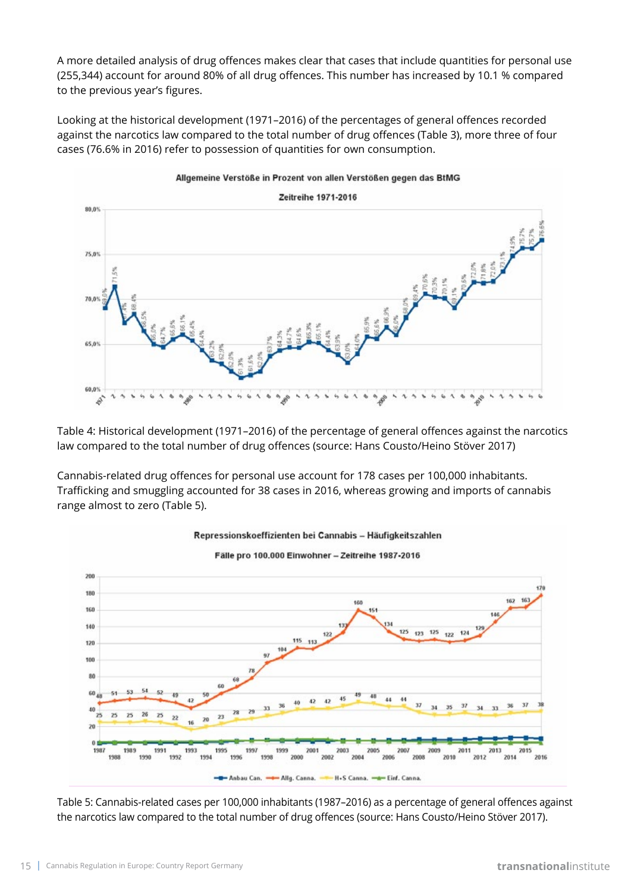A more detailed analysis of drug offences makes clear that cases that include quantities for personal use (255,344) account for around 80% of all drug offences. This number has increased by 10.1 % compared to the previous year's figures.

Looking at the historical development (1971–2016) of the percentages of general offences recorded against the narcotics law compared to the total number of drug offences (Table 3), more three of four cases (76.6% in 2016) refer to possession of quantities for own consumption.

Table 4: Historical development (1971–2016) of the percentage of general offences against the narcotics law compared to the total number of drug offences (source: Hans Cousto/Heino Stöver 2017)

Cannabis-related drug offences for personal use account for 178 cases per 100,000 inhabitants. Trafficking and smuggling accounted for 38 cases in 2016, whereas growing and imports of cannabis range almost to zero (Table 5).

Table 5: Cannabis-related cases per 100,000 inhabitants (1987–2016) as a percentage of general offences against the narcotics law compared to the total number of drug offences (source: Hans Cousto/Heino Stöver 2017).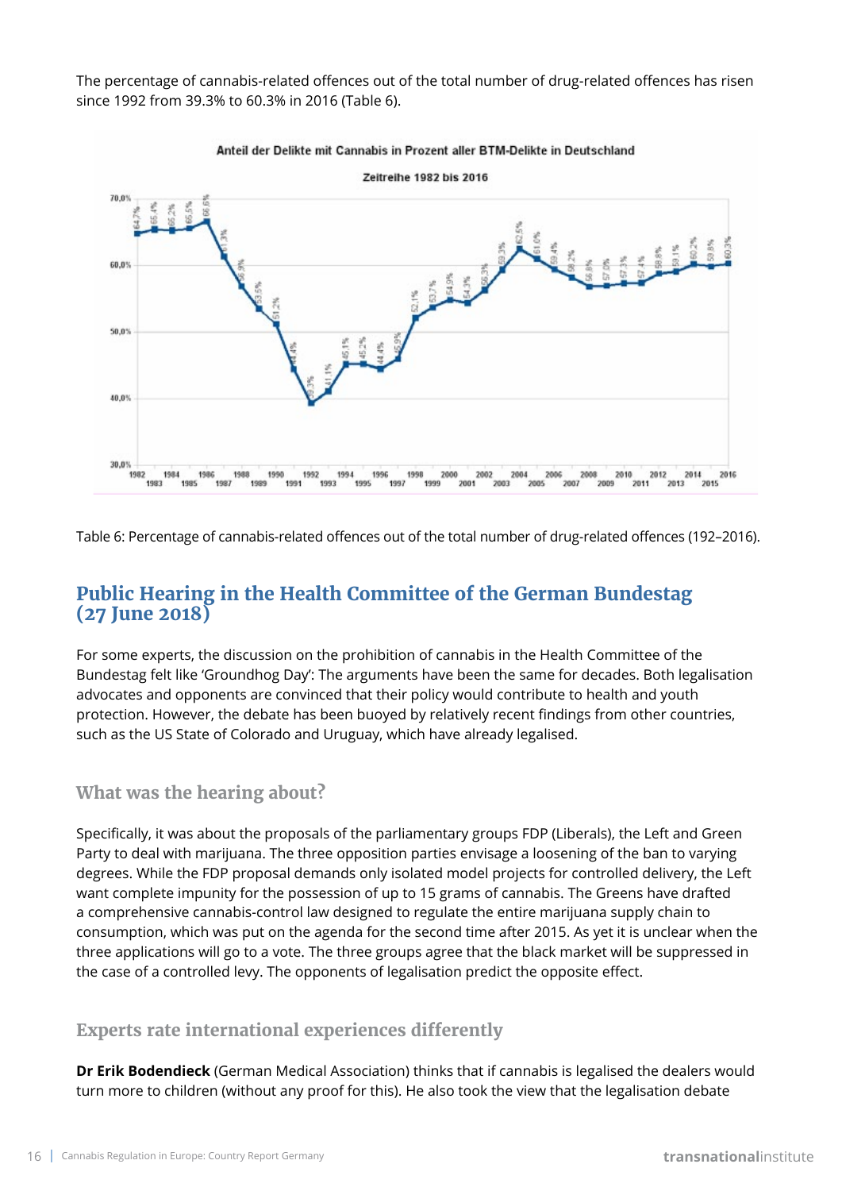The percentage of cannabis-related offences out of the total number of drug-related offences has risen since 1992 from 39.3% to 60.3% in 2016 (Table 6).

Table 6: Percentage of cannabis-related offences out of the total number of drug-related offences (192–2016).

## Public Hearing in the Health Committee of the German Bundestag (27 June 2018)

For some experts, the discussion on the prohibition of cannabis in the Health Committee of the Bundestag felt like 'Groundhog Day': The arguments have been the same for decades. Both legalisation advocates and opponents are convinced that their policy would contribute to health and youth protection. However, the debate has been buoyed by relatively recent findings from other countries, such as the US State of Colorado and Uruguay, which have already legalised.

### What was the hearing about?

Specifically, it was about the proposals of the parliamentary groups FDP (Liberals), the Left and Green Party to deal with marijuana. The three opposition parties envisage a loosening of the ban to varying degrees. While the FDP proposal demands only isolated model projects for controlled delivery, the Left want complete impunity for the possession of up to 15 grams of cannabis. The Greens have drafted a comprehensive cannabis-control law designed to regulate the entire marijuana supply chain to consumption, which was put on the agenda for the second time after 2015. As yet it is unclear when the three applications will go to a vote. The three groups agree that the black market will be suppressed in the case of a controlled levy. The opponents of legalisation predict the opposite effect.

### Experts rate international experiences differently

**Dr Erik Bodendieck** (German Medical Association) thinks that if cannabis is legalised the dealers would turn more to children (without any proof for this). He also took the view that the legalisation debate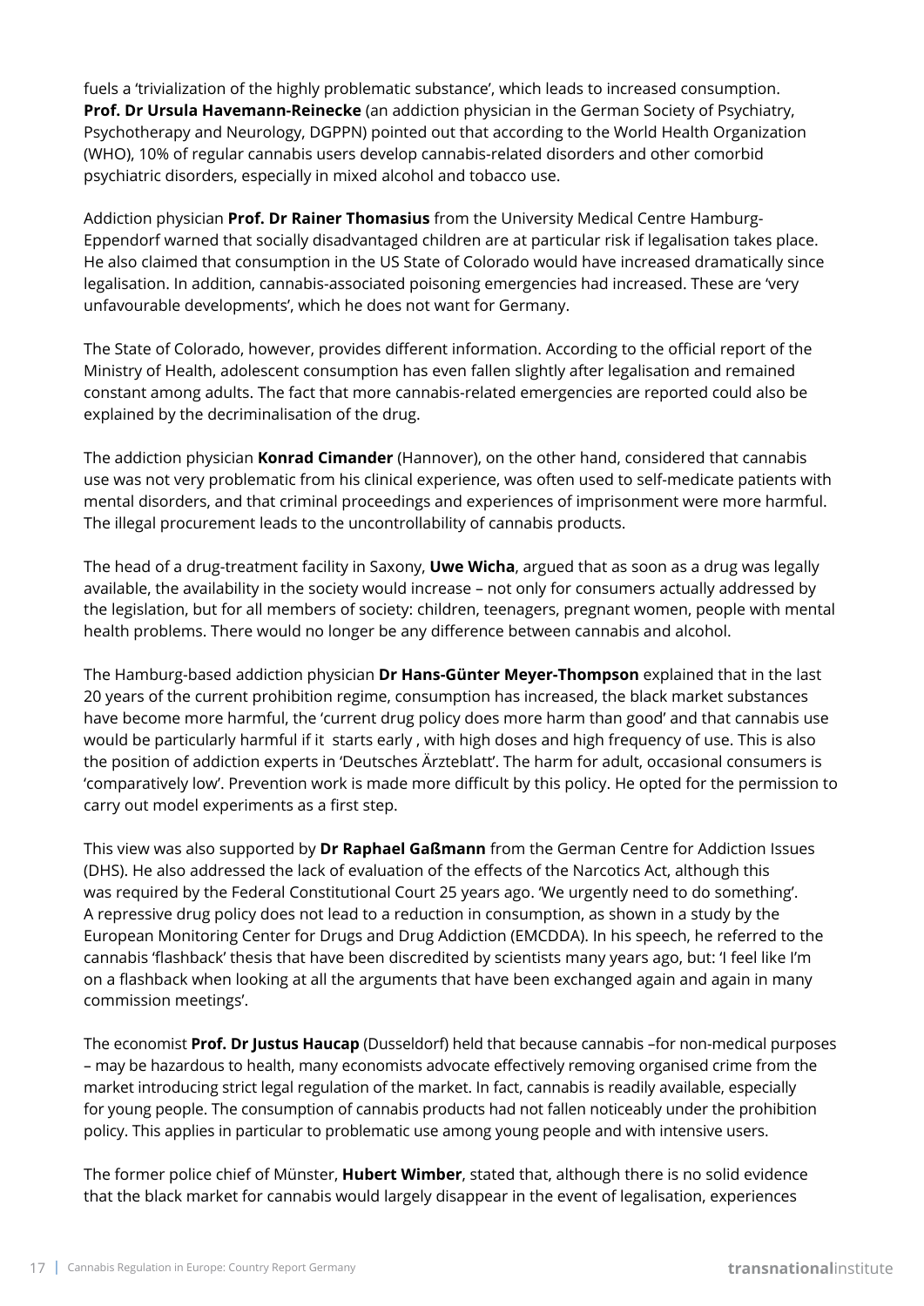fuels a 'trivialization of the highly problematic substance', which leads to increased consumption. **Prof. Dr Ursula Havemann-Reinecke** (an addiction physician in the German Society of Psychiatry, Psychotherapy and Neurology, DGPPN) pointed out that according to the World Health Organization (WHO), 10% of regular cannabis users develop cannabis-related disorders and other comorbid psychiatric disorders, especially in mixed alcohol and tobacco use.

Addiction physician **Prof. Dr Rainer Thomasius** from the University Medical Centre Hamburg-Eppendorf warned that socially disadvantaged children are at particular risk if legalisation takes place. He also claimed that consumption in the US State of Colorado would have increased dramatically since legalisation. In addition, cannabis-associated poisoning emergencies had increased. These are 'very unfavourable developments', which he does not want for Germany.

The State of Colorado, however, provides different information. According to the official report of the Ministry of Health, adolescent consumption has even fallen slightly after legalisation and remained constant among adults. The fact that more cannabis-related emergencies are reported could also be explained by the decriminalisation of the drug.

The addiction physician **Konrad Cimander** (Hannover), on the other hand, considered that cannabis use was not very problematic from his clinical experience, was often used to self-medicate patients with mental disorders, and that criminal proceedings and experiences of imprisonment were more harmful. The illegal procurement leads to the uncontrollability of cannabis products.

The head of a drug-treatment facility in Saxony, **Uwe Wicha**, argued that as soon as a drug was legally available, the availability in the society would increase – not only for consumers actually addressed by the legislation, but for all members of society: children, teenagers, pregnant women, people with mental health problems. There would no longer be any difference between cannabis and alcohol.

The Hamburg-based addiction physician **Dr Hans-Günter Meyer-Thompson** explained that in the last 20 years of the current prohibition regime, consumption has increased, the black market substances have become more harmful, the 'current drug policy does more harm than good' and that cannabis use would be particularly harmful if it starts early , with high doses and high frequency of use. This is also the position of addiction experts in 'Deutsches Ärzteblatt'. The harm for adult, occasional consumers is 'comparatively low'. Prevention work is made more difficult by this policy. He opted for the permission to carry out model experiments as a first step.

This view was also supported by **Dr Raphael Gaßmann** from the German Centre for Addiction Issues (DHS). He also addressed the lack of evaluation of the effects of the Narcotics Act, although this was required by the Federal Constitutional Court 25 years ago. 'We urgently need to do something'. A repressive drug policy does not lead to a reduction in consumption, as shown in a study by the European Monitoring Center for Drugs and Drug Addiction (EMCDDA). In his speech, he referred to the cannabis 'flashback' thesis that have been discredited by scientists many years ago, but: 'I feel like I'm on a flashback when looking at all the arguments that have been exchanged again and again in many commission meetings'.

The economist **Prof. Dr Justus Haucap** (Dusseldorf) held that because cannabis –for non-medical purposes – may be hazardous to health, many economists advocate effectively removing organised crime from the market introducing strict legal regulation of the market. In fact, cannabis is readily available, especially for young people. The consumption of cannabis products had not fallen noticeably under the prohibition policy. This applies in particular to problematic use among young people and with intensive users.

The former police chief of Münster, **Hubert Wimber**, stated that, although there is no solid evidence that the black market for cannabis would largely disappear in the event of legalisation, experiences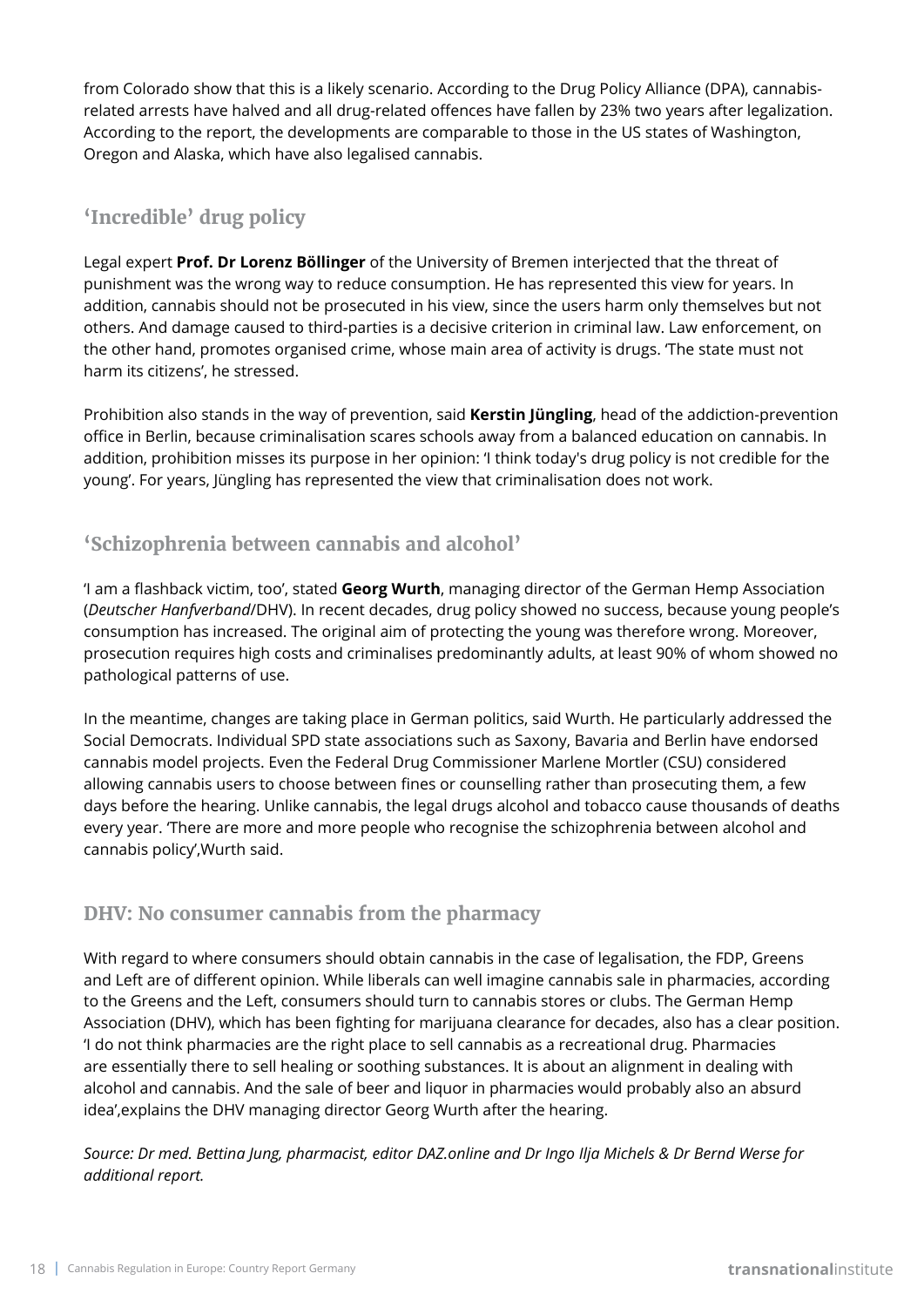from Colorado show that this is a likely scenario. According to the Drug Policy Alliance (DPA), cannabis-related arrests have halved and all drug-related offences have fallen by 23% two years after legalization. According to the report, the developments are comparable to those in the US states of Washington, Oregon and Alaska, which have also legalised cannabis.

## 'Incredible' drug policy

Legal expert **Prof. Dr Lorenz Böllinger** of the University of Bremen interjected that the threat of punishment was the wrong way to reduce consumption. He has represented this view for years. In addition, cannabis should not be prosecuted in his view, since the users harm only themselves but not others. And damage caused to third-parties is a decisive criterion in criminal law. Law enforcement, on the other hand, promotes organised crime, whose main area of activity is drugs. 'The state must not harm its citizens', he stressed.

Prohibition also stands in the way of prevention, said **Kerstin Jüngling**, head of the addiction-prevention office in Berlin, because criminalisation scares schools away from a balanced education on cannabis. In addition, prohibition misses its purpose in her opinion: 'I think today's drug policy is not credible for the young'. For years, Jüngling has represented the view that criminalisation does not work.

## 'Schizophrenia between cannabis and alcohol'

'I am a flashback victim, too', stated **Georg Wurth**, managing director of the German Hemp Association (*Deutscher Hanfverband*/DHV). In recent decades, drug policy showed no success, because young people's consumption has increased. The original aim of protecting the young was therefore wrong. Moreover, prosecution requires high costs and criminalises predominantly adults, at least 90% of whom showed no pathological patterns of use.

In the meantime, changes are taking place in German politics, said Wurth. He particularly addressed the Social Democrats. Individual SPD state associations such as Saxony, Bavaria and Berlin have endorsed cannabis model projects. Even the Federal Drug Commissioner Marlene Mortler (CSU) considered allowing cannabis users to choose between fines or counselling rather than prosecuting them, a few days before the hearing. Unlike cannabis, the legal drugs alcohol and tobacco cause thousands of deaths every year. 'There are more and more people who recognise the schizophrenia between alcohol and cannabis policy',Wurth said.

## DHV: No consumer cannabis from the pharmacy

With regard to where consumers should obtain cannabis in the case of legalisation, the FDP, Greens and Left are of different opinion. While liberals can well imagine cannabis sale in pharmacies, according to the Greens and the Left, consumers should turn to cannabis stores or clubs. The German Hemp Association (DHV), which has been fighting for marijuana clearance for decades, also has a clear position. 'I do not think pharmacies are the right place to sell cannabis as a recreational drug. Pharmacies are essentially there to sell healing or soothing substances. It is about an alignment in dealing with alcohol and cannabis. And the sale of beer and liquor in pharmacies would probably also an absurd idea',explains the DHV managing director Georg Wurth after the hearing.

*Source: Dr med. Bettina Jung, pharmacist, editor DAZ.online and Dr Ingo Ilja Michels & Dr Bernd Werse for additional report.*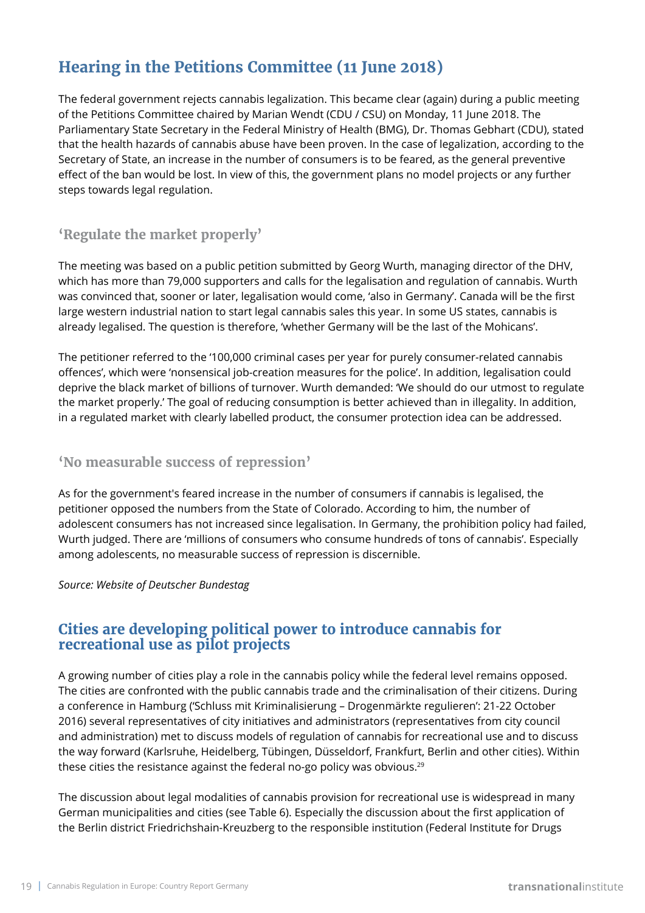## Hearing in the Petitions Committee (11 June 2018)

The federal government rejects cannabis legalization. This became clear (again) during a public meeting of the Petitions Committee chaired by Marian Wendt (CDU / CSU) on Monday, 11 June 2018. The Parliamentary State Secretary in the Federal Ministry of Health (BMG), Dr. Thomas Gebhart (CDU), stated that the health hazards of cannabis abuse have been proven. In the case of legalization, according to the Secretary of State, an increase in the number of consumers is to be feared, as the general preventive effect of the ban would be lost. In view of this, the government plans no model projects or any further steps towards legal regulation.

### 'Regulate the market properly'

The meeting was based on a public petition submitted by Georg Wurth, managing director of the DHV, which has more than 79,000 supporters and calls for the legalisation and regulation of cannabis. Wurth was convinced that, sooner or later, legalisation would come, 'also in Germany'. Canada will be the first large western industrial nation to start legal cannabis sales this year. In some US states, cannabis is already legalised. The question is therefore, 'whether Germany will be the last of the Mohicans'.

The petitioner referred to the '100,000 criminal cases per year for purely consumer-related cannabis offences', which were 'nonsensical job-creation measures for the police'. In addition, legalisation could deprive the black market of billions of turnover. Wurth demanded: 'We should do our utmost to regulate the market properly.' The goal of reducing consumption is better achieved than in illegality. In addition, in a regulated market with clearly labelled product, the consumer protection idea can be addressed.

### 'No measurable success of repression'

As for the government's feared increase in the number of consumers if cannabis is legalised, the petitioner opposed the numbers from the State of Colorado. According to him, the number of adolescent consumers has not increased since legalisation. In Germany, the prohibition policy had failed, Wurth judged. There are 'millions of consumers who consume hundreds of tons of cannabis'. Especially among adolescents, no measurable success of repression is discernible.

*Source: Website of Deutscher Bundestag*

## Cities are developing political power to introduce cannabis for recreational use as pilot projects

A growing number of cities play a role in the cannabis policy while the federal level remains opposed. The cities are confronted with the public cannabis trade and the criminalisation of their citizens. During a conference in Hamburg ('Schluss mit Kriminalisierung – Drogenmärkte regulieren': 21-22 October 2016) several representatives of city initiatives and administrators (representatives from city council and administration) met to discuss models of regulation of cannabis for recreational use and to discuss the way forward (Karlsruhe, Heidelberg, Tübingen, Düsseldorf, Frankfurt, Berlin and other cities). Within these cities the resistance against the federal no-go policy was obvious.[29]

The discussion about legal modalities of cannabis provision for recreational use is widespread in many German municipalities and cities (see Table 6). Especially the discussion about the first application of the Berlin district Friedrichshain-Kreuzberg to the responsible institution (Federal Institute for Drugs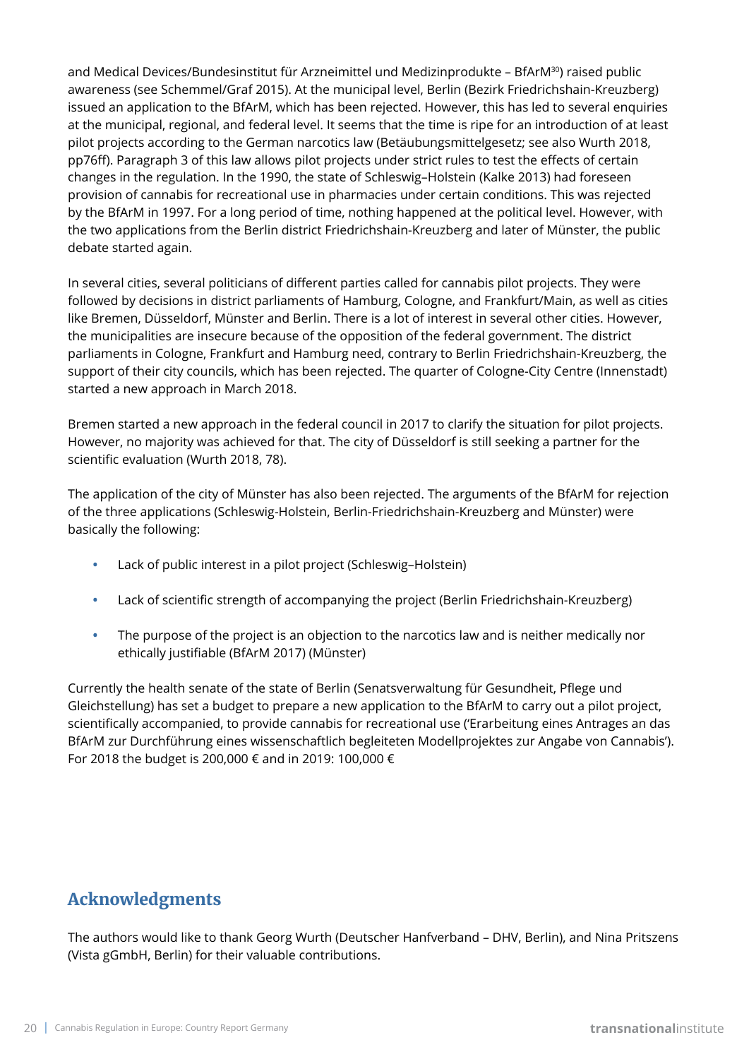and Medical Devices/Bundesinstitut für Arzneimittel und Medizinprodukte – BfArM[30]) raised public awareness (see Schemmel/Graf 2015). At the municipal level, Berlin (Bezirk Friedrichshain-Kreuzberg) issued an application to the BfArM, which has been rejected. However, this has led to several enquiries at the municipal, regional, and federal level. It seems that the time is ripe for an introduction of at least pilot projects according to the German narcotics law (Betäubungsmittelgesetz; see also Wurth 2018, pp76ff). Paragraph 3 of this law allows pilot projects under strict rules to test the effects of certain changes in the regulation. In the 1990, the state of Schleswig–Holstein (Kalke 2013) had foreseen provision of cannabis for recreational use in pharmacies under certain conditions. This was rejected by the BfArM in 1997. For a long period of time, nothing happened at the political level. However, with the two applications from the Berlin district Friedrichshain-Kreuzberg and later of Münster, the public debate started again.

In several cities, several politicians of different parties called for cannabis pilot projects. They were followed by decisions in district parliaments of Hamburg, Cologne, and Frankfurt/Main, as well as cities like Bremen, Düsseldorf, Münster and Berlin. There is a lot of interest in several other cities. However, the municipalities are insecure because of the opposition of the federal government. The district parliaments in Cologne, Frankfurt and Hamburg need, contrary to Berlin Friedrichshain-Kreuzberg, the support of their city councils, which has been rejected. The quarter of Cologne-City Centre (Innenstadt) started a new approach in March 2018.

Bremen started a new approach in the federal council in 2017 to clarify the situation for pilot projects. However, no majority was achieved for that. The city of Düsseldorf is still seeking a partner for the scientific evaluation (Wurth 2018, 78).

The application of the city of Münster has also been rejected. The arguments of the BfArM for rejection of the three applications (Schleswig-Holstein, Berlin-Friedrichshain-Kreuzberg and Münster) were basically the following:

- Lack of public interest in a pilot project (Schleswig–Holstein)
- Lack of scientific strength of accompanying the project (Berlin Friedrichshain-Kreuzberg)
- The purpose of the project is an objection to the narcotics law and is neither medically nor ethically justifiable (BfArM 2017) (Münster)

Currently the health senate of the state of Berlin (Senatsverwaltung für Gesundheit, Pflege und Gleichstellung) has set a budget to prepare a new application to the BfArM to carry out a pilot project, scientifically accompanied, to provide cannabis for recreational use ('Erarbeitung eines Antrages an das BfArM zur Durchführung eines wissenschaftlich begleiteten Modellprojektes zur Angabe von Cannabis'). For 2018 the budget is 200,000 € and in 2019: 100,000 €

## Acknowledgments

The authors would like to thank Georg Wurth (Deutscher Hanfverband – DHV, Berlin), and Nina Pritszens (Vista gGmbH, Berlin) for their valuable contributions.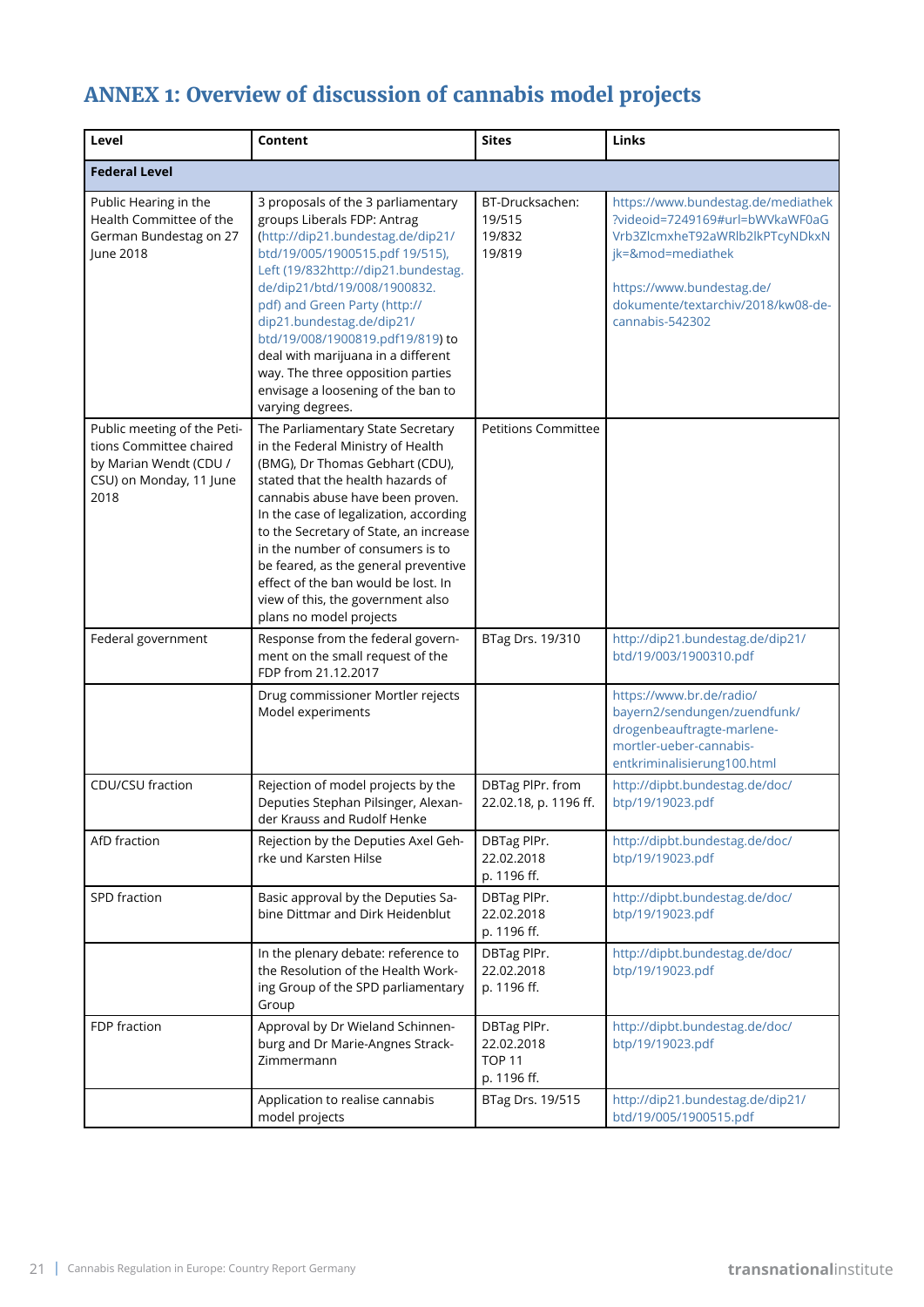# ANNEX 1: Overview of discussion of cannabis model projects

| Level | Content | Sites | Links |
|---|---|---|---|
| **Federal Level** | | | |
| Public Hearing in the Health Committee of the German Bundestag on 27 June 2018 | 3 proposals of the 3 parliamentary groups Liberals FDP: Antrag (http://dip21.bundestag.de/dip21/btd/19/005/1900515.pdf 19/515), Left (19/832http://dip21.bundestag.de/dip21/btd/19/008/1900832.pdf) and Green Party (http://dip21.bundestag.de/dip21/btd/19/008/1900819.pdf19/819) to deal with marijuana in a different way. The three opposition parties envisage a loosening of the ban to varying degrees. | BT-Drucksachen: 19/515 19/832 19/819 | https://www.bundestag.de/mediathek?videoid=7249169#url=bWVkaWF0aGVrb3ZlcmxheT92aWRlb2lkPTcyNDkxNjk=&mod=mediathek<br><br>https://www.bundestag.de/dokumente/textarchiv/2018/kw08-de-cannabis-542302 |
| Public meeting of the Petitions Committee chaired by Marian Wendt (CDU / CSU) on Monday, 11 June 2018 | The Parliamentary State Secretary in the Federal Ministry of Health (BMG), Dr Thomas Gebhart (CDU), stated that the health hazards of cannabis abuse have been proven. In the case of legalization, according to the Secretary of State, an increase in the number of consumers is to be feared, as the general preventive effect of the ban would be lost. In view of this, the government also plans no model projects | Petitions Committee | |
| Federal government | Response from the federal government on the small request of the FDP from 21.12.2017 | BTag Drs. 19/310 | http://dip21.bundestag.de/dip21/btd/19/003/1900310.pdf |
| | Drug commissioner Mortler rejects Model experiments | | https://www.br.de/radio/bayern2/sendungen/zuendfunk/drogenbeauftragte-marlene-mortler-ueber-cannabis-entkriminalisierung100.html |
| CDU/CSU fraction | Rejection of model projects by the Deputies Stephan Pilsinger, Alexander Krauss and Rudolf Henke | DBTag PlPr. from 22.02.18, p. 1196 ff. | http://dipbt.bundestag.de/doc/btp/19/19023.pdf |
| AfD fraction | Rejection by the Deputies Axel Gehrke und Karsten Hilse | DBTag PlPr. 22.02.2018 p. 1196 ff. | http://dipbt.bundestag.de/doc/btp/19/19023.pdf |
| SPD fraction | Basic approval by the Deputies Sabine Dittmar and Dirk Heidenblut | DBTag PlPr. 22.02.2018 p. 1196 ff. | http://dipbt.bundestag.de/doc/btp/19/19023.pdf |
| | In the plenary debate: reference to the Resolution of the Health Working Group of the SPD parliamentary Group | DBTag PlPr. 22.02.2018 p. 1196 ff. | http://dipbt.bundestag.de/doc/btp/19/19023.pdf |
| FDP fraction | Approval by Dr Wieland Schinnenburg and Dr Marie-Angnes Strack-Zimmermann | DBTag PlPr. 22.02.2018 TOP 11 p. 1196 ff. | http://dipbt.bundestag.de/doc/btp/19/19023.pdf |
| | Application to realise cannabis model projects | BTag Drs. 19/515 | http://dip21.bundestag.de/dip21/btd/19/005/1900515.pdf |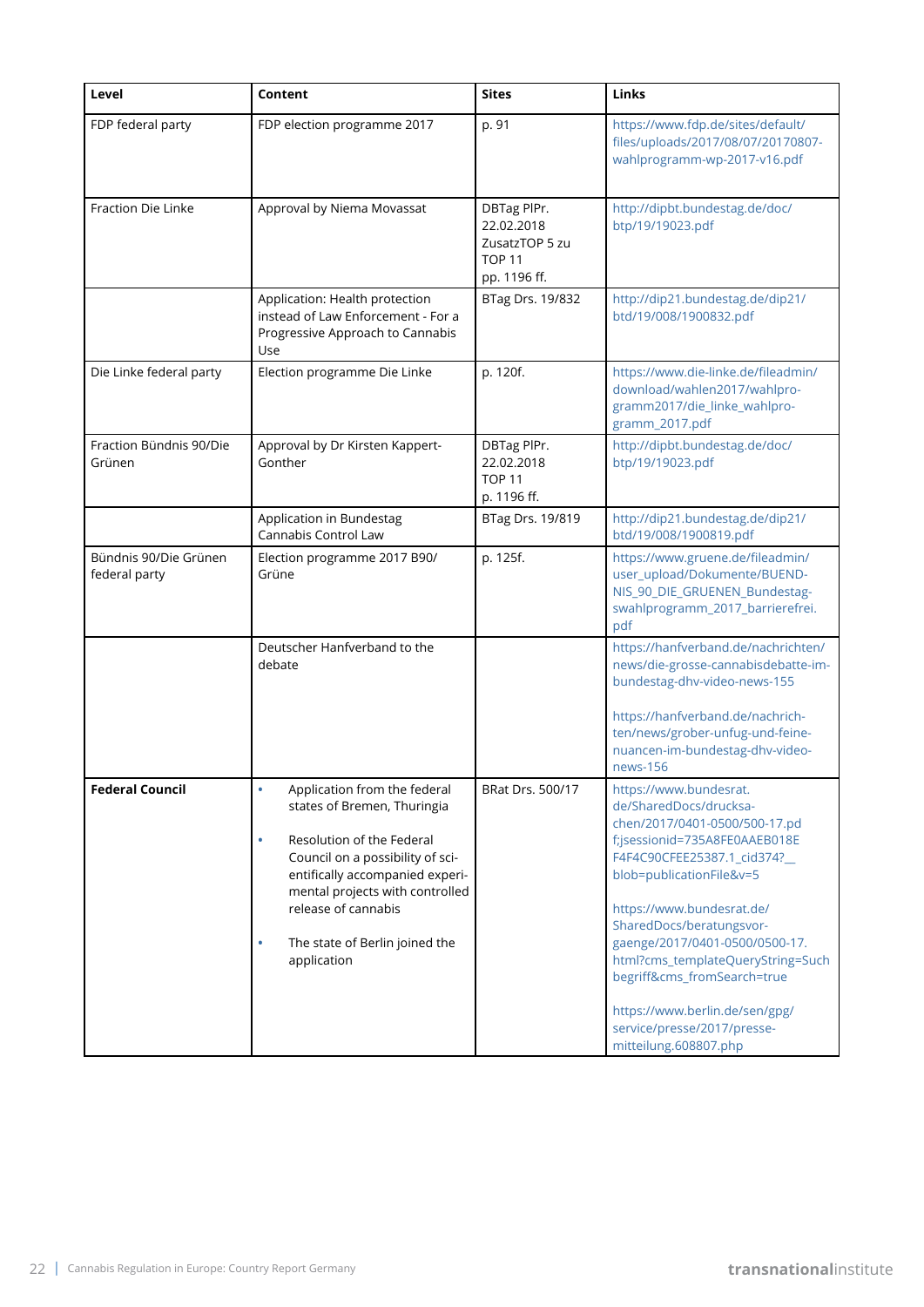| Level | Content | Sites | Links |
|---|---|---|---|
| FDP federal party | FDP election programme 2017 | p. 91 | https://www.fdp.de/sites/default/files/uploads/2017/08/07/20170807-wahlprogramm-wp-2017-v16.pdf |
| Fraction Die Linke | Approval by Niema Movassat | DBTag PlPr. 22.02.2018 ZusatzTOP 5 zu TOP 11 pp. 1196 ff. | http://dipbt.bundestag.de/doc/btp/19/19023.pdf |
| | Application: Health protection instead of Law Enforcement - For a Progressive Approach to Cannabis Use | BTag Drs. 19/832 | http://dip21.bundestag.de/dip21/btd/19/008/1900832.pdf |
| Die Linke federal party | Election programme Die Linke | p. 120f. | https://www.die-linke.de/fileadmin/download/wahlen2017/wahlprogramm2017/die_linke_wahlprogramm_2017.pdf |
| Fraction Bündnis 90/Die Grünen | Approval by Dr Kirsten Kappert-Gonther | DBTag PlPr. 22.02.2018 TOP 11 p. 1196 ff. | http://dipbt.bundestag.de/doc/btp/19/19023.pdf |
| | Application in Bundestag Cannabis Control Law | BTag Drs. 19/819 | http://dip21.bundestag.de/dip21/btd/19/008/1900819.pdf |
| Bündnis 90/Die Grünen federal party | Election programme 2017 B90/Grüne | p. 125f. | https://www.gruene.de/fileadmin/user_upload/Dokumente/BUENDNIS_90_DIE_GRUENEN_Bundestagswahlprogramm_2017_barrierefrei.pdf |
| | Deutscher Hanfverband to the debate | | https://hanfverband.de/nachrichten/news/die-grosse-cannabisdebatte-im-bundestag-dhv-video-news-155<br><br>https://hanfverband.de/nachrichten/news/grober-unfug-und-feine-nuancen-im-bundestag-dhv-video-news-156 |
| **Federal Council** | • Application from the federal states of Bremen, Thuringia<br><br>• Resolution of the Federal Council on a possibility of scientifically accompanied experimental projects with controlled release of cannabis<br><br>• The state of Berlin joined the application | BRat Drs. 500/17 | https://www.bundesrat.de/SharedDocs/drucksachen/2017/0401-0500/500-17.pdf;jsessionid=735A8FE0AAEB018EF4F4C90CFEE25387.1_cid374?__blob=publicationFile&v=5<br><br>https://www.bundesrat.de/SharedDocs/beratungsvorgaenge/2017/0401-0500/0500-17.html?cms_templateQueryString=Suchbegriff&cms_fromSearch=true<br><br>https://www.berlin.de/sen/gpg/service/presse/2017/pressemitteilung.608807.php |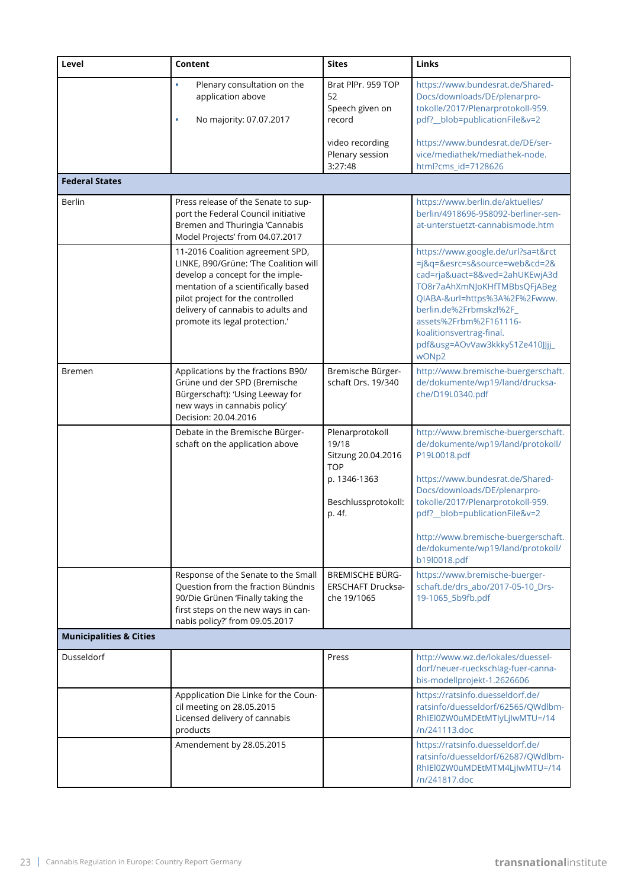| Level | Content | Sites | Links |
|---|---|---|---|
| | • Plenary consultation on the application above<br>• No majority: 07.07.2017 | Brat PlPr. 959 TOP 52<br>Speech given on record<br><br>video recording Plenary session 3:27:48 | https://www.bundesrat.de/SharedDocs/downloads/DE/plenarprotokolle/2017/Plenarprotokoll-959.pdf?__blob=publicationFile&v=2<br><br>https://www.bundesrat.de/DE/service/mediathek/mediathek-node.html?cms_id=7128626 |
| **Federal States** | | | |
| Berlin | Press release of the Senate to support the Federal Council initiative Bremen and Thuringia 'Cannabis Model Projects' from 04.07.2017 | | https://www.berlin.de/aktuelles/berlin/4918696-958092-berliner-senat-unterstuetzt-cannabismode.htm |
| | 11-2016 Coalition agreement SPD, LINKE, B90/Grüne: 'The Coalition will develop a concept for the implementation of a scientifically based pilot project for the controlled delivery of cannabis to adults and promote its legal protection.' | | https://www.google.de/url?sa=t&rct=j&q=&esrc=s&source=web&cd=2&cad=rja&uact=8&ved=2ahUKEwjA3dTO8r7aAhXmNJoKHfTMBbsQFjABegQIABA-&url=https%3A%2F%2Fwww.berlin.de%2Frbmskzl%2F_assets%2Frbm%2F161116-koalitionsvertrag-final.pdf&usg=AOvVaw3kkkyS1Ze410JJjj_wONp2 |
| Bremen | Applications by the fractions B90/Grüne und der SPD (Bremische Bürgerschaft): 'Using Leeway for new ways in cannabis policy' Decision: 20.04.2016 | Bremische Bürgerschaft Drs. 19/340 | http://www.bremische-buergerschaft.de/dokumente/wp19/land/drucksache/D19L0340.pdf |
| | Debate in the Bremische Bürgerschaft on the application above | Plenarprotokoll 19/18<br>Sitzung 20.04.2016 TOP<br>p. 1346-1363<br><br>Beschlussprotokoll: p. 4f. | http://www.bremische-buergerschaft.de/dokumente/wp19/land/protokoll/P19L0018.pdf<br><br>https://www.bundesrat.de/SharedDocs/downloads/DE/plenarprotokolle/2017/Plenarprotokoll-959.pdf?__blob=publicationFile&v=2<br><br>http://www.bremische-buergerschaft.de/dokumente/wp19/land/protokoll/b19l0018.pdf |
| | Response of the Senate to the Small Question from the fraction Bündnis 90/Die Grünen 'Finally taking the first steps on the new ways in cannabis policy?' from 09.05.2017 | BREMISCHE BÜRGERSCHAFT Drucksache 19/1065 | https://www.bremische-buergerschaft.de/drs_abo/2017-05-10_Drs-19-1065_5b9fb.pdf |
| **Municipalities & Cities** | | | |
| Dusseldorf | | Press | http://www.wz.de/lokales/duesseldorf/neuer-rueckschlag-fuer-cannabis-modellprojekt-1.2626606 |
| | Appplication Die Linke for the Council meeting on 28.05.2015 Licensed delivery of cannabis products | | https://ratsinfo.duesseldorf.de/ratsinfo/duesseldorf/62565/QWdlbmRhIEl0ZW0uMDEtMTIyLjIwMTU=/14/n/241113.doc |
| | Amendement by 28.05.2015 | | https://ratsinfo.duesseldorf.de/ratsinfo/duesseldorf/62687/QWdlbmRhIEl0ZW0uMDEtMTM4LjIwMTU=/14/n/241817.doc |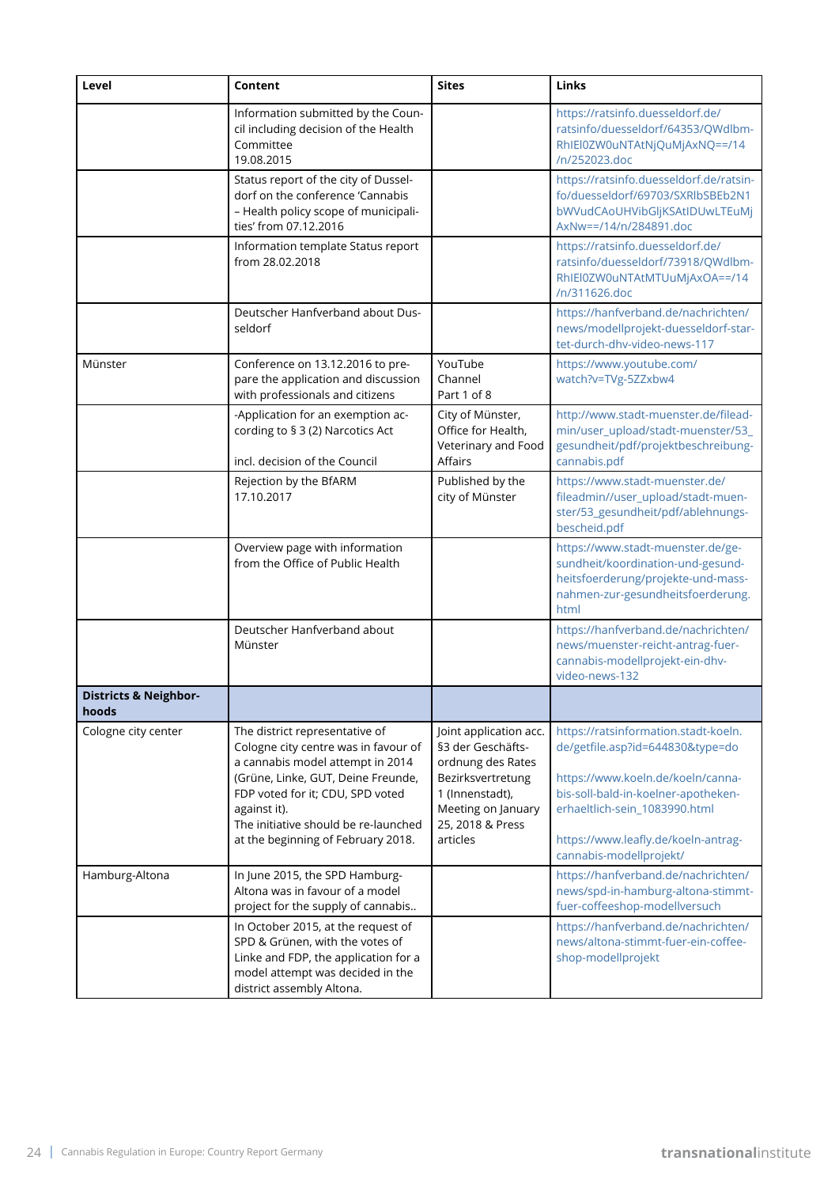| Level | Content | Sites | Links |
|---|---|---|---|
| | Information submitted by the Council including decision of the Health Committee 19.08.2015 | | https://ratsinfo.duesseldorf.de/ratsinfo/duesseldorf/64353/QWdlbm-RhIEl0ZW0uNTAtNjQuMjAxNQ==/14/n/252023.doc |
| | Status report of the city of Dusseldorf on the conference 'Cannabis – Health policy scope of municipalities' from 07.12.2016 | | https://ratsinfo.duesseldorf.de/ratsinfo/duesseldorf/69703/SXRlbSBEb2N1bWVudCAoUHVibGljKSAtIDUwLTEuMjAxNw==/14/n/284891.doc |
| | Information template Status report from 28.02.2018 | | https://ratsinfo.duesseldorf.de/ratsinfo/duesseldorf/73918/QWdlbm-RhIEl0ZW0uNTAtMTUuMjAxOA==/14/n/311626.doc |
| | Deutscher Hanfverband about Dusseldorf | | https://hanfverband.de/nachrichten/news/modellprojekt-duesseldorf-startet-durch-dhv-video-news-117 |
| Münster | Conference on 13.12.2016 to prepare the application and discussion with professionals and citizens | YouTube Channel Part 1 of 8 | https://www.youtube.com/watch?v=TVg-5ZZxbw4 |
| | -Application for an exemption according to § 3 (2) Narcotics Act<br><br>incl. decision of the Council | City of Münster, Office for Health, Veterinary and Food Affairs | http://www.stadt-muenster.de/fileadmin/user_upload/stadt-muenster/53_gesundheit/pdf/projektbeschreibung-cannabis.pdf |
| | Rejection by the BfARM 17.10.2017 | Published by the city of Münster | https://www.stadt-muenster.de/fileadmin//user_upload/stadt-muenster/53_gesundheit/pdf/ablehnungs-bescheid.pdf |
| | Overview page with information from the Office of Public Health | | https://www.stadt-muenster.de/gesundheit/koordination-und-gesundheitsfoerderung/projekte-und-massnahmen-zur-gesundheitsfoerderung.html |
| | Deutscher Hanfverband about Münster | | https://hanfverband.de/nachrichten/news/muenster-reicht-antrag-fuer-cannabis-modellprojekt-ein-dhv-video-news-132 |
| **Districts & Neighborhoods** | | | |
| Cologne city center | The district representative of Cologne city centre was in favour of a cannabis model attempt in 2014 (Grüne, Linke, GUT, Deine Freunde, FDP voted for it; CDU, SPD voted against it).<br>The initiative should be re-launched at the beginning of February 2018. | Joint application acc. §3 der Geschäftsordnung des Rates Bezirksvertretung 1 (Innenstadt), Meeting on January 25, 2018 & Press articles | https://ratsinformation.stadt-koeln.de/getfile.asp?id=644830&type=do<br><br>https://www.koeln.de/koeln/cannabis-soll-bald-in-koelner-apotheken-erhaeltlich-sein_1083990.html<br><br>https://www.leafly.de/koeln-antrag-cannabis-modellprojekt/ |
| Hamburg-Altona | In June 2015, the SPD Hamburg-Altona was in favour of a model project for the supply of cannabis.. | | https://hanfverband.de/nachrichten/news/spd-in-hamburg-altona-stimmt-fuer-coffeeshop-modellversuch |
| | In October 2015, at the request of SPD & Grünen, with the votes of Linke and FDP, the application for a model attempt was decided in the district assembly Altona. | | https://hanfverband.de/nachrichten/news/altona-stimmt-fuer-ein-coffee-shop-modellprojekt |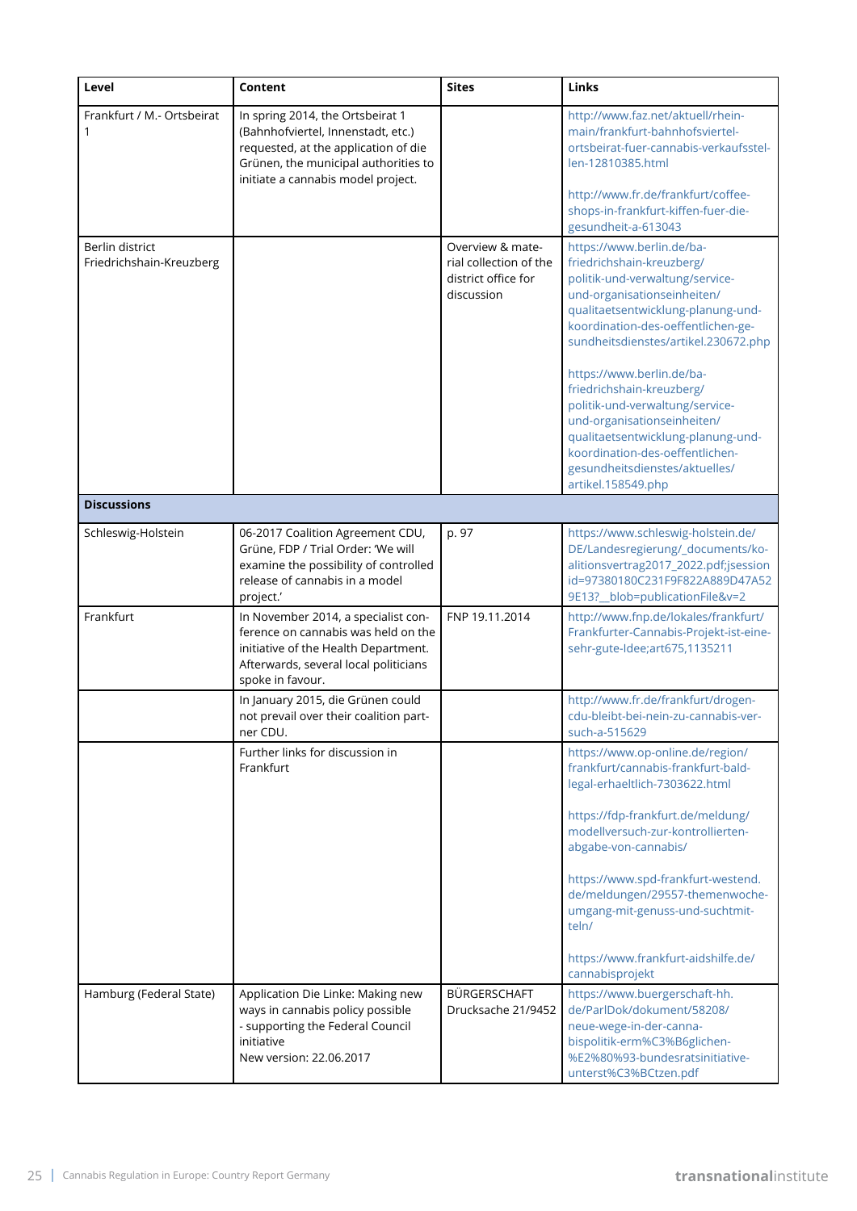| Level | Content | Sites | Links |
|---|---|---|---|
| Frankfurt / M.- Ortsbeirat 1 | In spring 2014, the Ortsbeirat 1 (Bahnhofviertel, Innenstadt, etc.) requested, at the application of die Grünen, the municipal authorities to initiate a cannabis model project. | | http://www.faz.net/aktuell/rhein-main/frankfurt-bahnhofsviertel-ortsbeirat-fuer-cannabis-verkaufsstellen-12810385.html<br><br>http://www.fr.de/frankfurt/coffee-shops-in-frankfurt-kiffen-fuer-die-gesundheit-a-613043 |
| Berlin district Friedrichshain-Kreuzberg | | Overview & material collection of the district office for discussion | https://www.berlin.de/ba-friedrichshain-kreuzberg/politik-und-verwaltung/service-und-organisationseinheiten/qualitaetsentwicklung-planung-und-koordination-des-oeffentlichen-gesundheitsdienstes/artikel.230672.php<br><br>https://www.berlin.de/ba-friedrichshain-kreuzberg/politik-und-verwaltung/service-und-organisationseinheiten/qualitaetsentwicklung-planung-und-koordination-des-oeffentlichen-gesundheitsdienstes/aktuelles/artikel.158549.php |
| **Discussions** | | | |
| Schleswig-Holstein | 06-2017 Coalition Agreement CDU, Grüne, FDP / Trial Order: 'We will examine the possibility of controlled release of cannabis in a model project.' | p. 97 | https://www.schleswig-holstein.de/DE/Landesregierung/_documents/koalitionsvertrag2017_2022.pdf;jsessionid=97380180C231F9F822A889D47A529E13?__blob=publicationFile&v=2 |
| Frankfurt | In November 2014, a specialist conference on cannabis was held on the initiative of the Health Department. Afterwards, several local politicians spoke in favour. | FNP 19.11.2014 | http://www.fnp.de/lokales/frankfurt/Frankfurter-Cannabis-Projekt-ist-eine-sehr-gute-Idee;art675,1135211 |
| | In January 2015, die Grünen could not prevail over their coalition partner CDU. | | http://www.fr.de/frankfurt/drogen-cdu-bleibt-bei-nein-zu-cannabis-versuch-a-515629 |
| | Further links for discussion in Frankfurt | | https://www.op-online.de/region/frankfurt/cannabis-frankfurt-bald-legal-erhaeltlich-7303622.html<br><br>https://fdp-frankfurt.de/meldung/modellversuch-zur-kontrollierten-abgabe-von-cannabis/<br><br>https://www.spd-frankfurt-westend.de/meldungen/29557-themenwoche-umgang-mit-genuss-und-suchtmitteln/<br><br>https://www.frankfurt-aidshilfe.de/cannabisprojekt |
| Hamburg (Federal State) | Application Die Linke: Making new ways in cannabis policy possible - supporting the Federal Council initiative<br>New version: 22.06.2017 | BÜRGERSCHAFT Drucksache 21/9452 | https://www.buergerschaft-hh.de/ParlDok/dokument/58208/neue-wege-in-der-cannabispolitik-erm%C3%B6glichen-%E2%80%93-bundesratsinitiative-unterst%C3%BCtzen.pdf |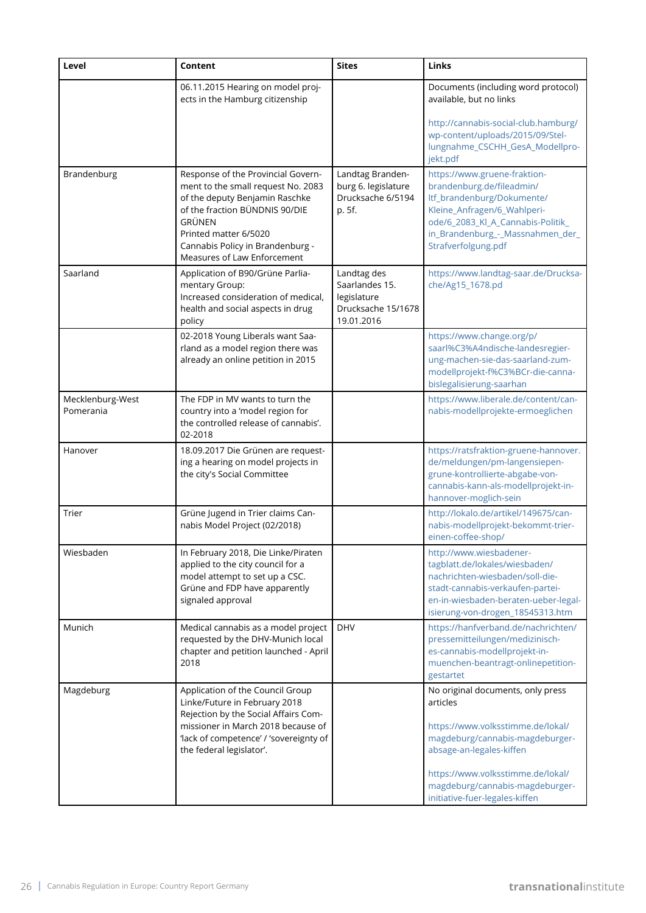| Level | Content | Sites | Links |
|---|---|---|---|
| | 06.11.2015 Hearing on model projects in the Hamburg citizenship | | Documents (including word protocol) available, but no links<br><br>http://cannabis-social-club.hamburg/wp-content/uploads/2015/09/Stellungnahme_CSCHH_GesA_Modellprojekt.pdf |
| Brandenburg | Response of the Provincial Government to the small request No. 2083 of the deputy Benjamin Raschke of the fraction BÜNDNIS 90/DIE GRÜNEN<br>Printed matter 6/5020<br>Cannabis Policy in Brandenburg - Measures of Law Enforcement | Landtag Brandenburg 6. legislature Drucksache 6/5194 p. 5f. | https://www.gruene-fraktion-brandenburg.de/fileadmin/ltf_brandenburg/Dokumente/Kleine_Anfragen/6_Wahlperiode/6_2083_KI_A_Cannabis-Politik_in_Brandenburg_-_Massnahmen_der_Strafverfolgung.pdf |
| Saarland | Application of B90/Grüne Parliamentary Group:<br>Increased consideration of medical, health and social aspects in drug policy | Landtag des Saarlandes 15. legislature Drucksache 15/1678 19.01.2016 | https://www.landtag-saar.de/Drucksache/Ag15_1678.pd |
| | 02-2018 Young Liberals want Saarland as a model region there was already an online petition in 2015 | | https://www.change.org/p/saarl%C3%A4ndische-landesregierung-machen-sie-das-saarland-zum-modellprojekt-f%C3%BCr-die-cannabislegalisierung-saarhan |
| Mecklenburg-West Pomerania | The FDP in MV wants to turn the country into a 'model region for the controlled release of cannabis'. 02-2018 | | https://www.liberale.de/content/cannabis-modellprojekte-ermoeglichen |
| Hanover | 18.09.2017 Die Grünen are requesting a hearing on model projects in the city's Social Committee | | https://ratsfraktion-gruene-hannover.de/meldungen/pm-langensiepen-grune-kontrollierte-abgabe-von-cannabis-kann-als-modellprojekt-in-hannover-moglich-sein |
| Trier | Grüne Jugend in Trier claims Cannabis Model Project (02/2018) | | http://lokalo.de/artikel/149675/cannabis-modellprojekt-bekommt-trier-einen-coffee-shop/ |
| Wiesbaden | In February 2018, Die Linke/Piraten applied to the city council for a model attempt to set up a CSC. Grüne and FDP have apparently signaled approval | | http://www.wiesbadener-tagblatt.de/lokales/wiesbaden/nachrichten-wiesbaden/soll-die-stadt-cannabis-verkaufen-parteien-in-wiesbaden-beraten-ueber-legalisierung-von-drogen_18545313.htm |
| Munich | Medical cannabis as a model project requested by the DHV-Munich local chapter and petition launched - April 2018 | DHV | https://hanfverband.de/nachrichten/pressemitteilungen/medizinisches-cannabis-modellprojekt-in-muenchen-beantragt-onlinepetition-gestartet |
| Magdeburg | Application of the Council Group Linke/Future in February 2018<br>Rejection by the Social Affairs Commissioner in March 2018 because of 'lack of competence' / 'sovereignty of the federal legislator'. | | No original documents, only press articles<br><br>https://www.volksstimme.de/lokal/magdeburg/cannabis-magdeburger-absage-an-legales-kiffen<br><br>https://www.volksstimme.de/lokal/magdeburg/cannabis-magdeburger-initiative-fuer-legales-kiffen |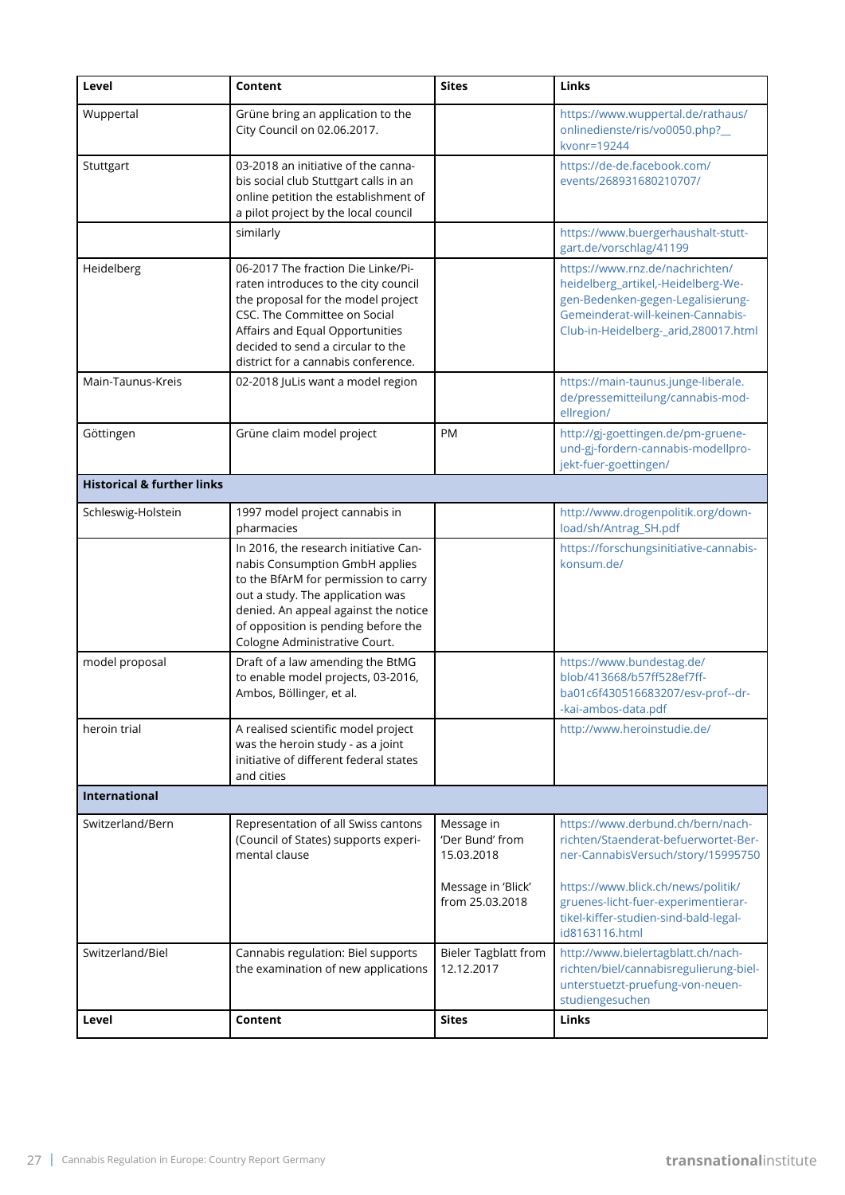| Level | Content | Sites | Links |
|---|---|---|---|
| Wuppertal | Grüne bring an application to the City Council on 02.06.2017. | | https://www.wuppertal.de/rathaus/onlinedienste/ris/vo0050.php?__kvonr=19244 |
| Stuttgart | 03-2018 an initiative of the cannabis social club Stuttgart calls in an online petition the establishment of a pilot project by the local council | | https://de-de.facebook.com/events/268931680210707/ |
| | similarly | | https://www.buergerhaushalt-stuttgart.de/vorschlag/41199 |
| Heidelberg | 06-2017 The fraction Die Linke/Piraten introduces to the city council the proposal for the model project CSC. The Committee on Social Affairs and Equal Opportunities decided to send a circular to the district for a cannabis conference. | | https://www.rnz.de/nachrichten/heidelberg_artikel,-Heidelberg-Wegen-Bedenken-gegen-Legalisierung-Gemeinderat-will-keinen-Cannabis-Club-in-Heidelberg-_arid,280017.html |
| Main-Taunus-Kreis | 02-2018 JuLis want a model region | | https://main-taunus.junge-liberale.de/pressemitteilung/cannabis-modellregion/ |
| Göttingen | Grüne claim model project | PM | http://gj-goettingen.de/pm-gruene-und-gj-fordern-cannabis-modellprojekt-fuer-goettingen/ |
| **Historical & further links** | | | |
| Schleswig-Holstein | 1997 model project cannabis in pharmacies | | http://www.drogenpolitik.org/download/sh/Antrag_SH.pdf |
| | In 2016, the research initiative Cannabis Consumption GmbH applies to the BfArM for permission to carry out a study. The application was denied. An appeal against the notice of opposition is pending before the Cologne Administrative Court. | | https://forschungsinitiative-cannabiskonsum.de/ |
| model proposal | Draft of a law amending the BtMG to enable model projects, 03-2016, Ambos, Böllinger, et al. | | https://www.bundestag.de/blob/413668/b57ff528ef7ff-ba01c6f430516683207/esv-prof--dr--kai-ambos-data.pdf |
| heroin trial | A realised scientific model project was the heroin study - as a joint initiative of different federal states and cities | | http://www.heroinstudie.de/ |
| **International** | | | |
| Switzerland/Bern | Representation of all Swiss cantons (Council of States) supports experimental clause | Message in 'Der Bund' from 15.03.2018<br><br>Message in 'Blick' from 25.03.2018 | https://www.derbund.ch/bern/nachrichten/Staenderat-befuerwortet-Berner-CannabisVersuch/story/15995750<br><br>https://www.blick.ch/news/politik/gruenes-licht-fuer-experimentierartikel-kiffer-studien-sind-bald-legal-id8163116.html |
| Switzerland/Biel | Cannabis regulation: Biel supports the examination of new applications | Bieler Tagblatt from 12.12.2017 | http://www.bielertagblatt.ch/nachrichten/biel/cannabisregulierung-biel-unterstuetzt-pruefung-von-neuen-studiengesuchen |
| **Level** | **Content** | **Sites** | **Links** |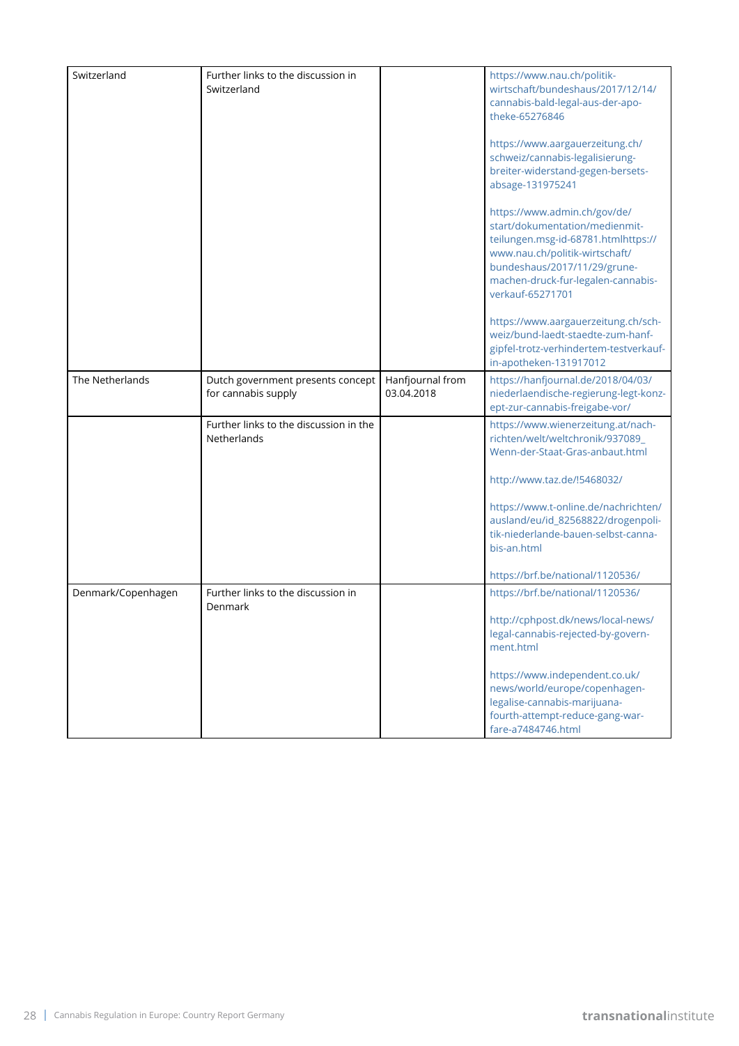| | | | |
|---|---|---|---|
| Switzerland | Further links to the discussion in Switzerland | | https://www.nau.ch/politik-wirtschaft/bundeshaus/2017/12/14/cannabis-bald-legal-aus-der-apotheke-65276846<br><br>https://www.aargauerzeitung.ch/schweiz/cannabis-legalisierung-breiter-widerstand-gegen-bersets-absage-131975241<br><br>https://www.admin.ch/gov/de/start/dokumentation/medienmitteilungen.msg-id-68781.htmlhttps://www.nau.ch/politik-wirtschaft/bundeshaus/2017/11/29/grune-machen-druck-fur-legalen-cannabis-verkauf-65271701<br><br>https://www.aargauerzeitung.ch/schweiz/bund-laedt-staedte-zum-hanf-gipfel-trotz-verhindertem-testverkauf-in-apotheken-131917012 |
| The Netherlands | Dutch government presents concept for cannabis supply | Hanfjournal from 03.04.2018 | https://hanfjournal.de/2018/04/03/niederlaendische-regierung-legt-konzept-zur-cannabis-freigabe-vor/ |
| | Further links to the discussion in the Netherlands | | https://www.wienerzeitung.at/nachrichten/welt/weltchronik/937089_Wenn-der-Staat-Gras-anbaut.html<br><br>http://www.taz.de/!5468032/<br><br>https://www.t-online.de/nachrichten/ausland/eu/id_82568822/drogenpolitik-niederlande-bauen-selbst-cannabis-an.html<br><br>https://brf.be/national/1120536/ |
| Denmark/Copenhagen | Further links to the discussion in Denmark | | https://brf.be/national/1120536/<br><br>http://cphpost.dk/news/local-news/legal-cannabis-rejected-by-government.html<br><br>https://www.independent.co.uk/news/world/europe/copenhagen-legalise-cannabis-marijuana-fourth-attempt-reduce-gang-warfare-a7484746.html |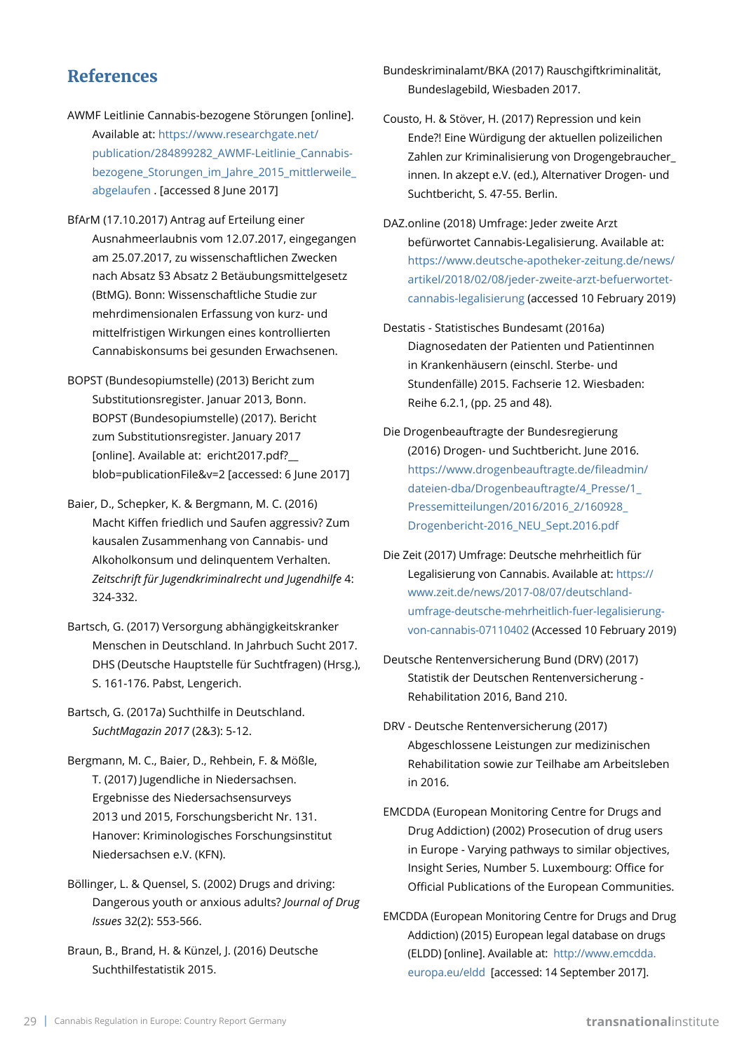## References

AWMF Leitlinie Cannabis-bezogene Störungen [online]. Available at: https://www.researchgate.net/publication/284899282_AWMF-Leitlinie_Cannabis-bezogene_Storungen_im_Jahre_2015_mittlerweile_abgelaufen . [accessed 8 June 2017]

BfArM (17.10.2017) Antrag auf Erteilung einer Ausnahmeerlaubnis vom 12.07.2017, eingegangen am 25.07.2017, zu wissenschaftlichen Zwecken nach Absatz §3 Absatz 2 Betäubungsmittelgesetz (BtMG). Bonn: Wissenschaftliche Studie zur mehrdimensionalen Erfassung von kurz- und mittelfristigen Wirkungen eines kontrollierten Cannabiskonsums bei gesunden Erwachsenen.

BOPST (Bundesopiumstelle) (2013) Bericht zum Substitutionsregister. Januar 2013, Bonn. BOPST (Bundesopiumstelle) (2017). Bericht zum Substitutionsregister. January 2017 [online]. Available at:  ericht2017.pdf?__blob=publicationFile&v=2 [accessed: 6 June 2017]

Baier, D., Schepker, K. & Bergmann, M. C. (2016) Macht Kiffen friedlich und Saufen aggressiv? Zum kausalen Zusammenhang von Cannabis- und Alkoholkonsum und delinquentem Verhalten. *Zeitschrift für Jugendkriminalrecht und Jugendhilfe* 4: 324-332.

Bartsch, G. (2017) Versorgung abhängigkeitskranker Menschen in Deutschland. In Jahrbuch Sucht 2017. DHS (Deutsche Hauptstelle für Suchtfragen) (Hrsg.), S. 161-176. Pabst, Lengerich.

Bartsch, G. (2017a) Suchthilfe in Deutschland. *SuchtMagazin 2017* (2&3): 5-12.

Bergmann, M. C., Baier, D., Rehbein, F. & Mößle, T. (2017) Jugendliche in Niedersachsen. Ergebnisse des Niedersachsensurveys 2013 und 2015, Forschungsbericht Nr. 131. Hanover: Kriminologisches Forschungsinstitut Niedersachsen e.V. (KFN).

Böllinger, L. & Quensel, S. (2002) Drugs and driving: Dangerous youth or anxious adults? *Journal of Drug Issues* 32(2): 553-566.

Braun, B., Brand, H. & Künzel, J. (2016) Deutsche Suchthilfestatistik 2015.

Bundeskriminalamt/BKA (2017) Rauschgiftkriminalität, Bundeslagebild, Wiesbaden 2017.

Cousto, H. & Stöver, H. (2017) Repression und kein Ende?! Eine Würdigung der aktuellen polizeilichen Zahlen zur Kriminalisierung von Drogengebraucher_innen. In akzept e.V. (ed.), Alternativer Drogen- und Suchtbericht, S. 47-55. Berlin.

DAZ.online (2018) Umfrage: Jeder zweite Arzt befürwortet Cannabis-Legalisierung. Available at: https://www.deutsche-apotheker-zeitung.de/news/artikel/2018/02/08/jeder-zweite-arzt-befuerwortet-cannabis-legalisierung (accessed 10 February 2019)

Destatis - Statistisches Bundesamt (2016a) Diagnosedaten der Patienten und Patientinnen in Krankenhäusern (einschl. Sterbe- und Stundenfälle) 2015. Fachserie 12. Wiesbaden: Reihe 6.2.1, (pp. 25 and 48).

Die Drogenbeauftragte der Bundesregierung (2016) Drogen- und Suchtbericht. June 2016. https://www.drogenbeauftragte.de/fileadmin/dateien-dba/Drogenbeauftragte/4_Presse/1_Pressemitteilungen/2016/2016_2/160928_Drogenbericht-2016_NEU_Sept.2016.pdf

Die Zeit (2017) Umfrage: Deutsche mehrheitlich für Legalisierung von Cannabis. Available at: https://www.zeit.de/news/2017-08/07/deutschland-umfrage-deutsche-mehrheitlich-fuer-legalisierung-von-cannabis-07110402 (Accessed 10 February 2019)

Deutsche Rentenversicherung Bund (DRV) (2017) Statistik der Deutschen Rentenversicherung - Rehabilitation 2016, Band 210.

DRV - Deutsche Rentenversicherung (2017) Abgeschlossene Leistungen zur medizinischen Rehabilitation sowie zur Teilhabe am Arbeitsleben in 2016.

EMCDDA (European Monitoring Centre for Drugs and Drug Addiction) (2002) Prosecution of drug users in Europe - Varying pathways to similar objectives, Insight Series, Number 5. Luxembourg: Office for Official Publications of the European Communities.

EMCDDA (European Monitoring Centre for Drugs and Drug Addiction) (2015) European legal database on drugs (ELDD) [online]. Available at: http://www.emcdda.europa.eu/eldd [accessed: 14 September 2017].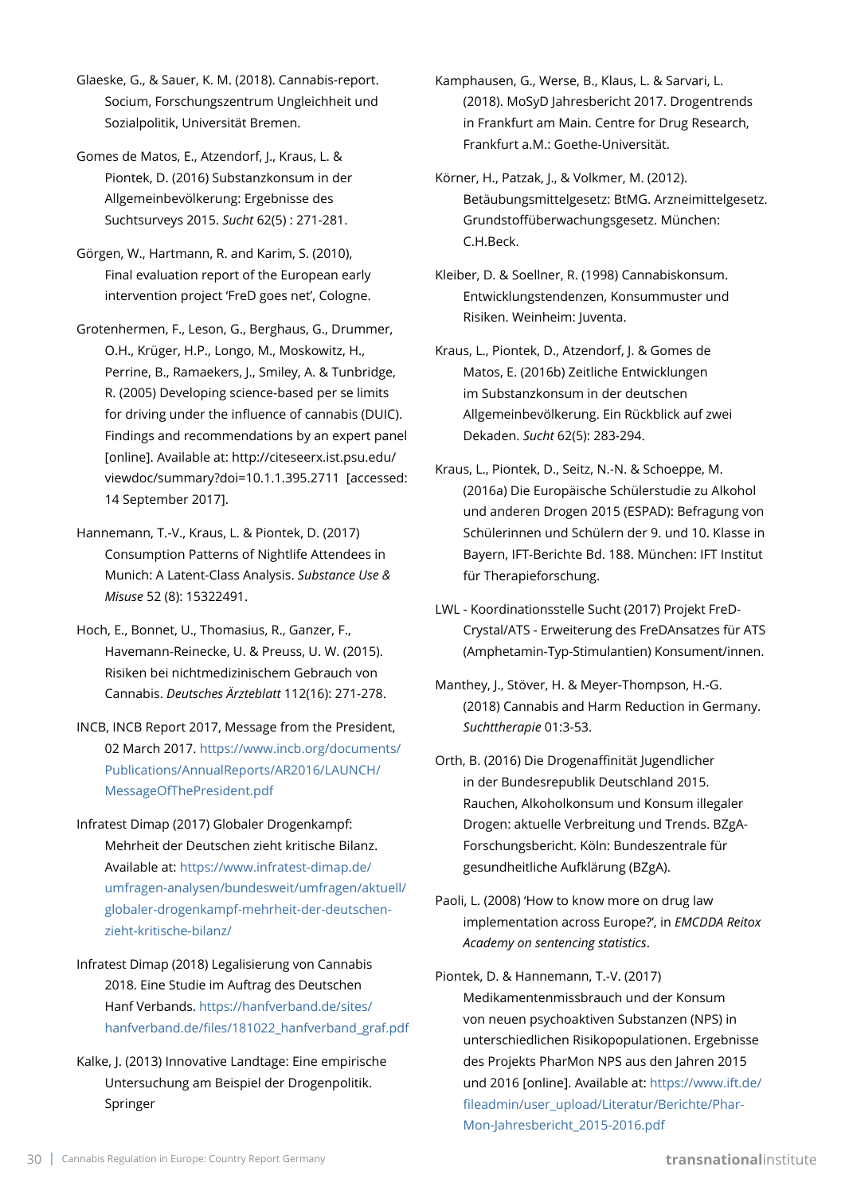Glaeske, G., & Sauer, K. M. (2018). Cannabis-report. Socium, Forschungszentrum Ungleichheit und Sozialpolitik, Universität Bremen.

Gomes de Matos, E., Atzendorf, J., Kraus, L. & Piontek, D. (2016) Substanzkonsum in der Allgemeinbevölkerung: Ergebnisse des Suchtsurveys 2015. *Sucht* 62(5) : 271-281.

Görgen, W., Hartmann, R. and Karim, S. (2010), Final evaluation report of the European early intervention project 'FreD goes net', Cologne.

Grotenhermen, F., Leson, G., Berghaus, G., Drummer, O.H., Krüger, H.P., Longo, M., Moskowitz, H., Perrine, B., Ramaekers, J., Smiley, A. & Tunbridge, R. (2005) Developing science-based per se limits for driving under the influence of cannabis (DUIC). Findings and recommendations by an expert panel [online]. Available at: http://citeseerx.ist.psu.edu/viewdoc/summary?doi=10.1.1.395.2711 [accessed: 14 September 2017].

Hannemann, T.-V., Kraus, L. & Piontek, D. (2017) Consumption Patterns of Nightlife Attendees in Munich: A Latent-Class Analysis. *Substance Use & Misuse* 52 (8): 15322491.

Hoch, E., Bonnet, U., Thomasius, R., Ganzer, F., Havemann-Reinecke, U. & Preuss, U. W. (2015). Risiken bei nichtmedizinischem Gebrauch von Cannabis. *Deutsches Ärzteblatt* 112(16): 271-278.

INCB, INCB Report 2017, Message from the President, 02 March 2017. https://www.incb.org/documents/Publications/AnnualReports/AR2016/LAUNCH/MessageOfThePresident.pdf

Infratest Dimap (2017) Globaler Drogenkampf: Mehrheit der Deutschen zieht kritische Bilanz. Available at: https://www.infratest-dimap.de/umfragen-analysen/bundesweit/umfragen/aktuell/globaler-drogenkampf-mehrheit-der-deutschen-zieht-kritische-bilanz/

Infratest Dimap (2018) Legalisierung von Cannabis 2018. Eine Studie im Auftrag des Deutschen Hanf Verbands. https://hanfverband.de/sites/hanfverband.de/files/181022_hanfverband_graf.pdf

Kalke, J. (2013) Innovative Landtage: Eine empirische Untersuchung am Beispiel der Drogenpolitik. Springer

Kamphausen, G., Werse, B., Klaus, L. & Sarvari, L. (2018). MoSyD Jahresbericht 2017. Drogentrends in Frankfurt am Main. Centre for Drug Research, Frankfurt a.M.: Goethe-Universität.

Körner, H., Patzak, J., & Volkmer, M. (2012). Betäubungsmittelgesetz: BtMG. Arzneimittelgesetz. Grundstoffüberwachungsgesetz. München: C.H.Beck.

Kleiber, D. & Soellner, R. (1998) Cannabiskonsum. Entwicklungstendenzen, Konsummuster und Risiken. Weinheim: Juventa.

Kraus, L., Piontek, D., Atzendorf, J. & Gomes de Matos, E. (2016b) Zeitliche Entwicklungen im Substanzkonsum in der deutschen Allgemeinbevölkerung. Ein Rückblick auf zwei Dekaden. *Sucht* 62(5): 283-294.

Kraus, L., Piontek, D., Seitz, N.-N. & Schoeppe, M. (2016a) Die Europäische Schülerstudie zu Alkohol und anderen Drogen 2015 (ESPAD): Befragung von Schülerinnen und Schülern der 9. und 10. Klasse in Bayern, IFT-Berichte Bd. 188. München: IFT Institut für Therapieforschung.

LWL - Koordinationsstelle Sucht (2017) Projekt FreD-Crystal/ATS - Erweiterung des FreDAnsatzes für ATS (Amphetamin-Typ-Stimulantien) Konsument/innen.

Manthey, J., Stöver, H. & Meyer-Thompson, H.-G. (2018) Cannabis and Harm Reduction in Germany. *Suchttherapie* 01:3-53.

Orth, B. (2016) Die Drogenaffinität Jugendlicher in der Bundesrepublik Deutschland 2015. Rauchen, Alkoholkonsum und Konsum illegaler Drogen: aktuelle Verbreitung und Trends. BZgA-Forschungsbericht. Köln: Bundeszentrale für gesundheitliche Aufklärung (BZgA).

Paoli, L. (2008) 'How to know more on drug law implementation across Europe?', in *EMCDDA Reitox Academy on sentencing statistics*.

Piontek, D. & Hannemann, T.-V. (2017) Medikamentenmissbrauch und der Konsum von neuen psychoaktiven Substanzen (NPS) in unterschiedlichen Risikopopulationen. Ergebnisse des Projekts PharMon NPS aus den Jahren 2015 und 2016 [online]. Available at: https://www.ift.de/fileadmin/user_upload/Literatur/Berichte/Phar-Mon-Jahresbericht_2015-2016.pdf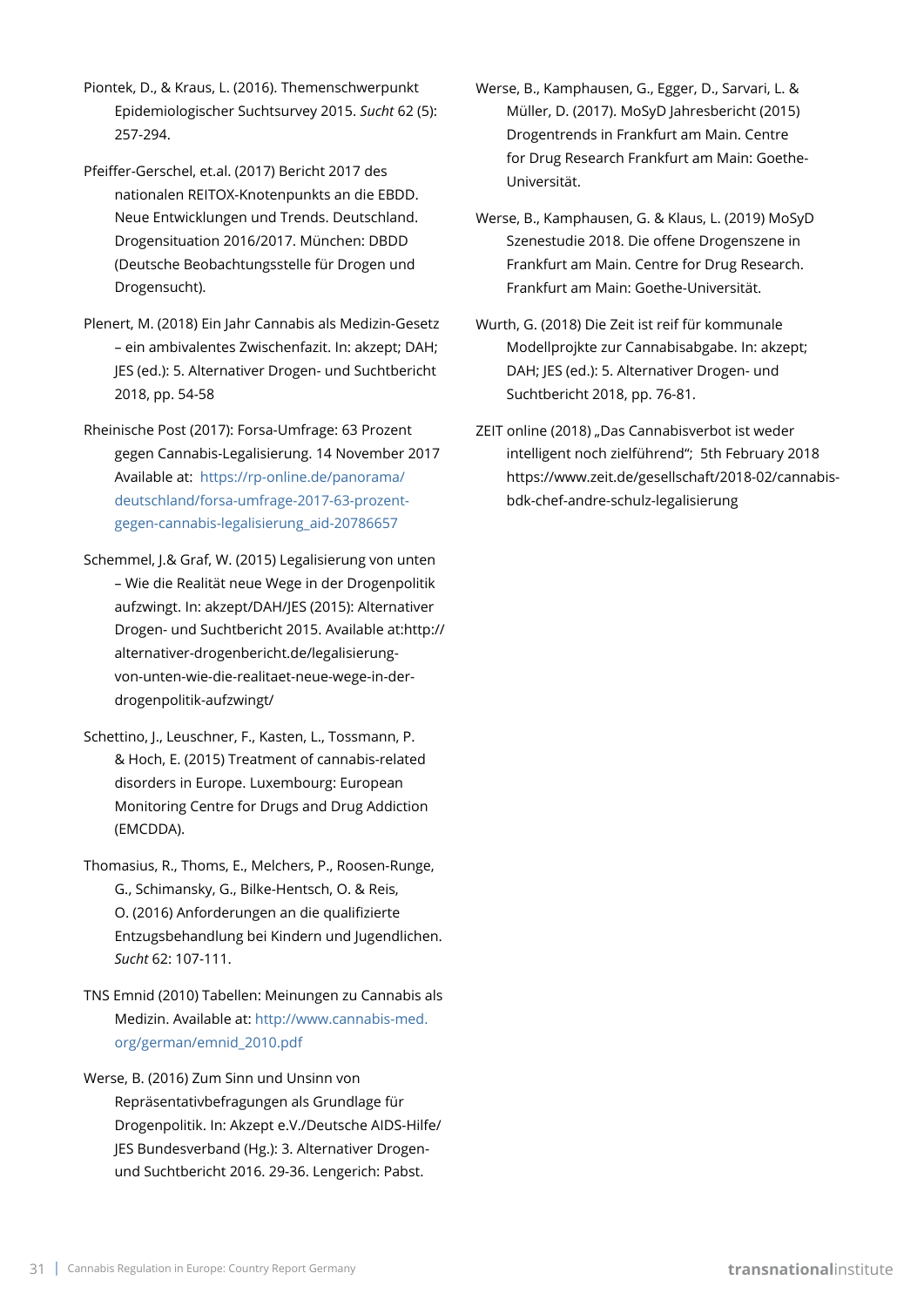Piontek, D., & Kraus, L. (2016). Themenschwerpunkt Epidemiologischer Suchtsurvey 2015. *Sucht* 62 (5): 257-294.

Pfeiffer-Gerschel, et.al. (2017) Bericht 2017 des nationalen REITOX-Knotenpunkts an die EBDD. Neue Entwicklungen und Trends. Deutschland. Drogensituation 2016/2017. München: DBDD (Deutsche Beobachtungsstelle für Drogen und Drogensucht).

Plenert, M. (2018) Ein Jahr Cannabis als Medizin-Gesetz – ein ambivalentes Zwischenfazit. In: akzept; DAH; JES (ed.): 5. Alternativer Drogen- und Suchtbericht 2018, pp. 54-58

Rheinische Post (2017): Forsa-Umfrage: 63 Prozent gegen Cannabis-Legalisierung. 14 November 2017 Available at: https://rp-online.de/panorama/deutschland/forsa-umfrage-2017-63-prozent-gegen-cannabis-legalisierung_aid-20786657

Schemmel, J.& Graf, W. (2015) Legalisierung von unten – Wie die Realität neue Wege in der Drogenpolitik aufzwingt. In: akzept/DAH/JES (2015): Alternativer Drogen- und Suchtbericht 2015. Available at:http://alternativer-drogenbericht.de/legalisierung-von-unten-wie-die-realitaet-neue-wege-in-der-drogenpolitik-aufzwingt/

Schettino, J., Leuschner, F., Kasten, L., Tossmann, P. & Hoch, E. (2015) Treatment of cannabis-related disorders in Europe. Luxembourg: European Monitoring Centre for Drugs and Drug Addiction (EMCDDA).

Thomasius, R., Thoms, E., Melchers, P., Roosen-Runge, G., Schimansky, G., Bilke-Hentsch, O. & Reis, O. (2016) Anforderungen an die qualifizierte Entzugsbehandlung bei Kindern und Jugendlichen. *Sucht* 62: 107-111.

TNS Emnid (2010) Tabellen: Meinungen zu Cannabis als Medizin. Available at: http://www.cannabis-med.org/german/emnid_2010.pdf

Werse, B. (2016) Zum Sinn und Unsinn von Repräsentativbefragungen als Grundlage für Drogenpolitik. In: Akzept e.V./Deutsche AIDS-Hilfe/JES Bundesverband (Hg.): 3. Alternativer Drogen- und Suchtbericht 2016. 29-36. Lengerich: Pabst.

Werse, B., Kamphausen, G., Egger, D., Sarvari, L. & Müller, D. (2017). MoSyD Jahresbericht (2015) Drogentrends in Frankfurt am Main. Centre for Drug Research Frankfurt am Main: Goethe-Universität.

Werse, B., Kamphausen, G. & Klaus, L. (2019) MoSyD Szenestudie 2018. Die offene Drogenszene in Frankfurt am Main. Centre for Drug Research. Frankfurt am Main: Goethe-Universität.

Wurth, G. (2018) Die Zeit ist reif für kommunale Modellprojkte zur Cannabisabgabe. In: akzept; DAH; JES (ed.): 5. Alternativer Drogen- und Suchtbericht 2018, pp. 76-81.

ZEIT online (2018) „Das Cannabisverbot ist weder intelligent noch zielführend"; 5th February 2018 https://www.zeit.de/gesellschaft/2018-02/cannabis-bdk-chef-andre-schulz-legalisierung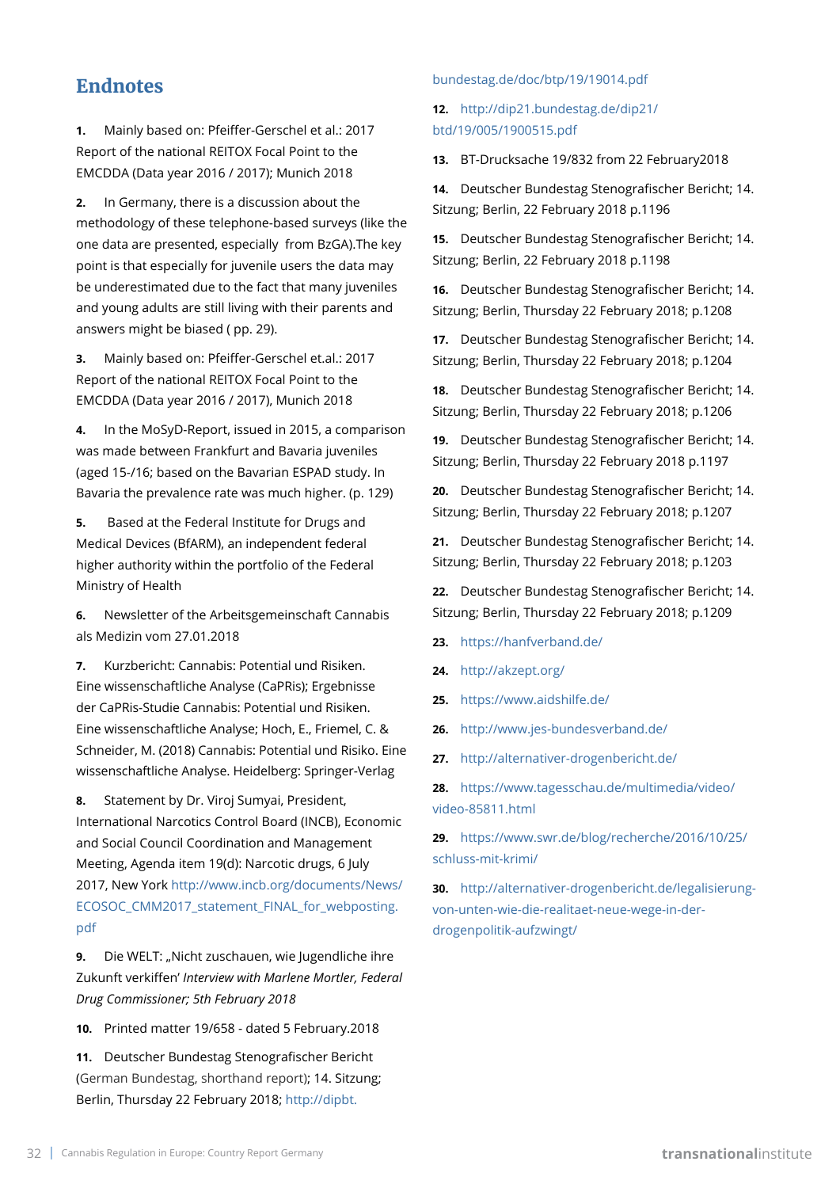## Endnotes

1. Mainly based on: Pfeiffer-Gerschel et al.: 2017 Report of the national REITOX Focal Point to the EMCDDA (Data year 2016 / 2017); Munich 2018

2. In Germany, there is a discussion about the methodology of these telephone-based surveys (like the one data are presented, especially from BzGA).The key point is that especially for juvenile users the data may be underestimated due to the fact that many juveniles and young adults are still living with their parents and answers might be biased ( pp. 29).

3. Mainly based on: Pfeiffer-Gerschel et.al.: 2017 Report of the national REITOX Focal Point to the EMCDDA (Data year 2016 / 2017), Munich 2018

4. In the MoSyD-Report, issued in 2015, a comparison was made between Frankfurt and Bavaria juveniles (aged 15-/16; based on the Bavarian ESPAD study. In Bavaria the prevalence rate was much higher. (p. 129)

5. Based at the Federal Institute for Drugs and Medical Devices (BfARM), an independent federal higher authority within the portfolio of the Federal Ministry of Health

6. Newsletter of the Arbeitsgemeinschaft Cannabis als Medizin vom 27.01.2018

7. Kurzbericht: Cannabis: Potential und Risiken. Eine wissenschaftliche Analyse (CaPRis); Ergebnisse der CaPRis-Studie Cannabis: Potential und Risiken. Eine wissenschaftliche Analyse; Hoch, E., Friemel, C. & Schneider, M. (2018) Cannabis: Potential und Risiko. Eine wissenschaftliche Analyse. Heidelberg: Springer-Verlag

8. Statement by Dr. Viroj Sumyai, President, International Narcotics Control Board (INCB), Economic and Social Council Coordination and Management Meeting, Agenda item 19(d): Narcotic drugs, 6 July 2017, New York http://www.incb.org/documents/News/ECOSOC_CMM2017_statement_FINAL_for_webposting.pdf

9. Die WELT: „Nicht zuschauen, wie Jugendliche ihre Zukunft verkiffen' *Interview with Marlene Mortler, Federal Drug Commissioner; 5th February 2018*

10. Printed matter 19/658 - dated 5 February.2018

11. Deutscher Bundestag Stenografischer Bericht (German Bundestag, shorthand report); 14. Sitzung; Berlin, Thursday 22 February 2018; http://dipbt.bundestag.de/doc/btp/19/19014.pdf

12. http://dip21.bundestag.de/dip21/btd/19/005/1900515.pdf

13. BT-Drucksache 19/832 from 22 February2018

14. Deutscher Bundestag Stenografischer Bericht; 14. Sitzung; Berlin, 22 February 2018 p.1196

15. Deutscher Bundestag Stenografischer Bericht; 14. Sitzung; Berlin, 22 February 2018 p.1198

16. Deutscher Bundestag Stenografischer Bericht; 14. Sitzung; Berlin, Thursday 22 February 2018; p.1208

17. Deutscher Bundestag Stenografischer Bericht; 14. Sitzung; Berlin, Thursday 22 February 2018; p.1204

18. Deutscher Bundestag Stenografischer Bericht; 14. Sitzung; Berlin, Thursday 22 February 2018; p.1206

19. Deutscher Bundestag Stenografischer Bericht; 14. Sitzung; Berlin, Thursday 22 February 2018 p.1197

20. Deutscher Bundestag Stenografischer Bericht; 14. Sitzung; Berlin, Thursday 22 February 2018; p.1207

21. Deutscher Bundestag Stenografischer Bericht; 14. Sitzung; Berlin, Thursday 22 February 2018; p.1203

22. Deutscher Bundestag Stenografischer Bericht; 14. Sitzung; Berlin, Thursday 22 February 2018; p.1209

23. https://hanfverband.de/

24. http://akzept.org/

25. https://www.aidshilfe.de/

26. http://www.jes-bundesverband.de/

27. http://alternativer-drogenbericht.de/

28. https://www.tagesschau.de/multimedia/video/video-85811.html

29. https://www.swr.de/blog/recherche/2016/10/25/schluss-mit-krimi/

30. http://alternativer-drogenbericht.de/legalisierung-von-unten-wie-die-realitaet-neue-wege-in-der-drogenpolitik-aufzwingt/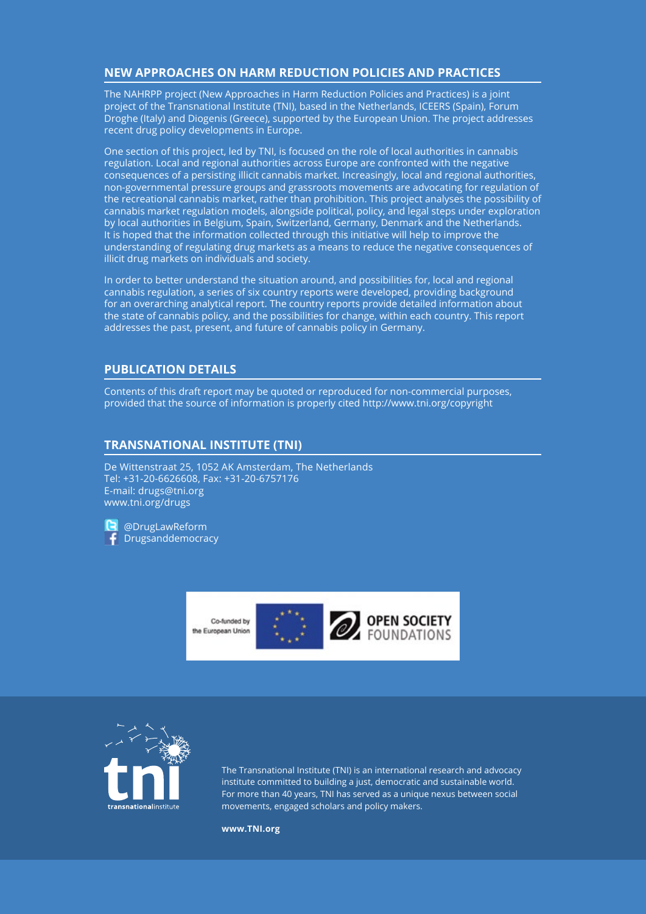## NEW APPROACHES ON HARM REDUCTION POLICIES AND PRACTICES

The NAHRPP project (New Approaches in Harm Reduction Policies and Practices) is a joint project of the Transnational Institute (TNI), based in the Netherlands, ICEERS (Spain), Forum Droghe (Italy) and Diogenis (Greece), supported by the European Union. The project addresses recent drug policy developments in Europe.

One section of this project, led by TNI, is focused on the role of local authorities in cannabis regulation. Local and regional authorities across Europe are confronted with the negative consequences of a persisting illicit cannabis market. Increasingly, local and regional authorities, non-governmental pressure groups and grassroots movements are advocating for regulation of the recreational cannabis market, rather than prohibition. This project analyses the possibility of cannabis market regulation models, alongside political, policy, and legal steps under exploration by local authorities in Belgium, Spain, Switzerland, Germany, Denmark and the Netherlands. It is hoped that the information collected through this initiative will help to improve the understanding of regulating drug markets as a means to reduce the negative consequences of illicit drug markets on individuals and society.

In order to better understand the situation around, and possibilities for, local and regional cannabis regulation, a series of six country reports were developed, providing background for an overarching analytical report. The country reports provide detailed information about the state of cannabis policy, and the possibilities for change, within each country. This report addresses the past, present, and future of cannabis policy in Germany.

## PUBLICATION DETAILS

Contents of this draft report may be quoted or reproduced for non-commercial purposes, provided that the source of information is properly cited http://www.tni.org/copyright

## TRANSNATIONAL INSTITUTE (TNI)

De Wittenstraat 25, 1052 AK Amsterdam, The Netherlands
Tel: +31-20-6626608, Fax: +31-20-6757176
E-mail: drugs@tni.org
www.tni.org/drugs

@DrugLawReform
Drugsanddemocracy

Co-funded by the European Union

OPEN SOCIETY FOUNDATIONS

tni transnationalinstitute

The Transnational Institute (TNI) is an international research and advocacy institute committed to building a just, democratic and sustainable world. For more than 40 years, TNI has served as a unique nexus between social movements, engaged scholars and policy makers.

**www.TNI.org**